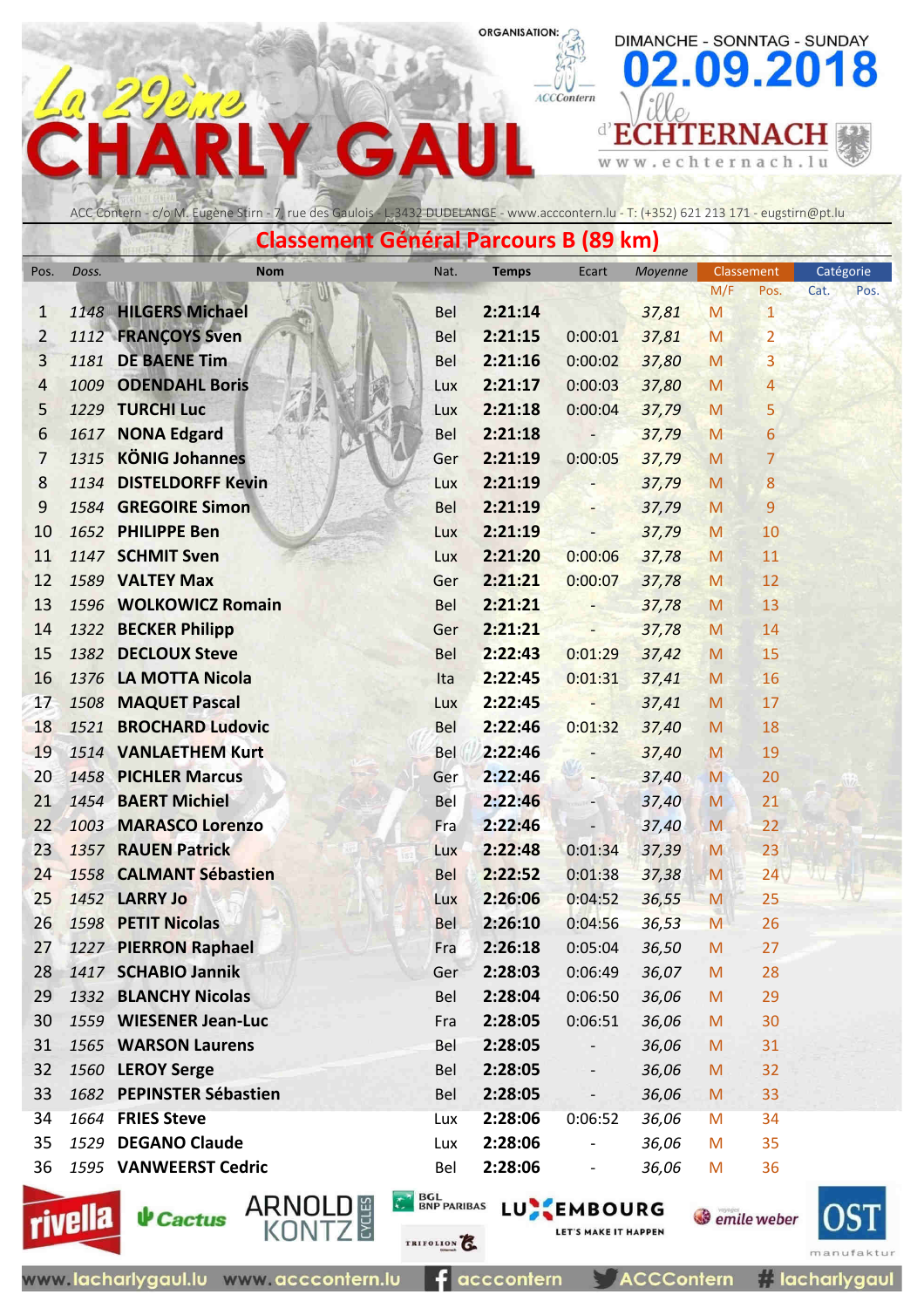# La 29ème CHARLY GAUL

ORGANISATION: ACCContern

DIMANCHE - SONNTAG - SUNDAY **02.09.2018**

Ville d'ECHTERNACH www.echternach.lu

ACC Contern - c/o M. Eugène Stirn - 7, rue des Gaulois - L-3432 DUDELANGE - www.acccontern.lu - T: (+352) 621 213 171 - eugstirn@pt.lu

## Classement Général Parcours B (89 km)

| Pos. | Doss. | Nom | Nat. | Temps | Ecart | Moyenne | Classement M/F | Classement Pos. | Catégorie Cat. | Catégorie Pos. |
|---|---|---|---|---|---|---|---|---|---|---|
| 1 | 1148 | **HILGERS Michael** | Bel | **2:21:14** | | 37,81 | M | 1 | | |
| 2 | 1112 | **FRANÇOYS Sven** | Bel | **2:21:15** | 0:00:01 | 37,81 | M | 2 | | |
| 3 | 1181 | **DE BAENE Tim** | Bel | **2:21:16** | 0:00:02 | 37,80 | M | 3 | | |
| 4 | 1009 | **ODENDAHL Boris** | Lux | **2:21:17** | 0:00:03 | 37,80 | M | 4 | | |
| 5 | 1229 | **TURCHI Luc** | Lux | **2:21:18** | 0:00:04 | 37,79 | M | 5 | | |
| 6 | 1617 | **NONA Edgard** | Bel | **2:21:18** | - | 37,79 | M | 6 | | |
| 7 | 1315 | **KÖNIG Johannes** | Ger | **2:21:19** | 0:00:05 | 37,79 | M | 7 | | |
| 8 | 1134 | **DISTELDORFF Kevin** | Lux | **2:21:19** | - | 37,79 | M | 8 | | |
| 9 | 1584 | **GREGOIRE Simon** | Bel | **2:21:19** | - | 37,79 | M | 9 | | |
| 10 | 1652 | **PHILIPPE Ben** | Lux | **2:21:19** | - | 37,79 | M | 10 | | |
| 11 | 1147 | **SCHMIT Sven** | Lux | **2:21:20** | 0:00:06 | 37,78 | M | 11 | | |
| 12 | 1589 | **VALTEY Max** | Ger | **2:21:21** | 0:00:07 | 37,78 | M | 12 | | |
| 13 | 1596 | **WOLKOWICZ Romain** | Bel | **2:21:21** | - | 37,78 | M | 13 | | |
| 14 | 1322 | **BECKER Philipp** | Ger | **2:21:21** | - | 37,78 | M | 14 | | |
| 15 | 1382 | **DECLOUX Steve** | Bel | **2:22:43** | 0:01:29 | 37,42 | M | 15 | | |
| 16 | 1376 | **LA MOTTA Nicola** | Ita | **2:22:45** | 0:01:31 | 37,41 | M | 16 | | |
| 17 | 1508 | **MAQUET Pascal** | Lux | **2:22:45** | - | 37,41 | M | 17 | | |
| 18 | 1521 | **BROCHARD Ludovic** | Bel | **2:22:46** | 0:01:32 | 37,40 | M | 18 | | |
| 19 | 1514 | **VANLAETHEM Kurt** | Bel | **2:22:46** | - | 37,40 | M | 19 | | |
| 20 | 1458 | **PICHLER Marcus** | Ger | **2:22:46** | - | 37,40 | M | 20 | | |
| 21 | 1454 | **BAERT Michiel** | Bel | **2:22:46** | - | 37,40 | M | 21 | | |
| 22 | 1003 | **MARASCO Lorenzo** | Fra | **2:22:46** | - | 37,40 | M | 22 | | |
| 23 | 1357 | **RAUEN Patrick** | Lux | **2:22:48** | 0:01:34 | 37,39 | M | 23 | | |
| 24 | 1558 | **CALMANT Sébastien** | Bel | **2:22:52** | 0:01:38 | 37,38 | M | 24 | | |
| 25 | 1452 | **LARRY Jo** | Lux | **2:26:06** | 0:04:52 | 36,55 | M | 25 | | |
| 26 | 1598 | **PETIT Nicolas** | Bel | **2:26:10** | 0:04:56 | 36,53 | M | 26 | | |
| 27 | 1227 | **PIERRON Raphael** | Fra | **2:26:18** | 0:05:04 | 36,50 | M | 27 | | |
| 28 | 1417 | **SCHABIO Jannik** | Ger | **2:28:03** | 0:06:49 | 36,07 | M | 28 | | |
| 29 | 1332 | **BLANCHY Nicolas** | Bel | **2:28:04** | 0:06:50 | 36,06 | M | 29 | | |
| 30 | 1559 | **WIESENER Jean-Luc** | Fra | **2:28:05** | 0:06:51 | 36,06 | M | 30 | | |
| 31 | 1565 | **WARSON Laurens** | Bel | **2:28:05** | - | 36,06 | M | 31 | | |
| 32 | 1560 | **LEROY Serge** | Bel | **2:28:05** | - | 36,06 | M | 32 | | |
| 33 | 1682 | **PEPINSTER Sébastien** | Bel | **2:28:05** | - | 36,06 | M | 33 | | |
| 34 | 1664 | **FRIES Steve** | Lux | **2:28:06** | 0:06:52 | 36,06 | M | 34 | | |
| 35 | 1529 | **DEGANO Claude** | Lux | **2:28:06** | - | 36,06 | M | 35 | | |
| 36 | 1595 | **VANWEERST Cedric** | Bel | **2:28:06** | - | 36,06 | M | 36 | | |

rivella · Cactus · ARNOLD KONTZ CYCLES · BGL BNP PARIBAS · TRIFOLION · LUXEMBOURG LET'S MAKE IT HAPPEN · emile weber · OST manufaktur

www.lacharlygaul.lu www.acccontern.lu acccontern ACCContern #lacharlygaul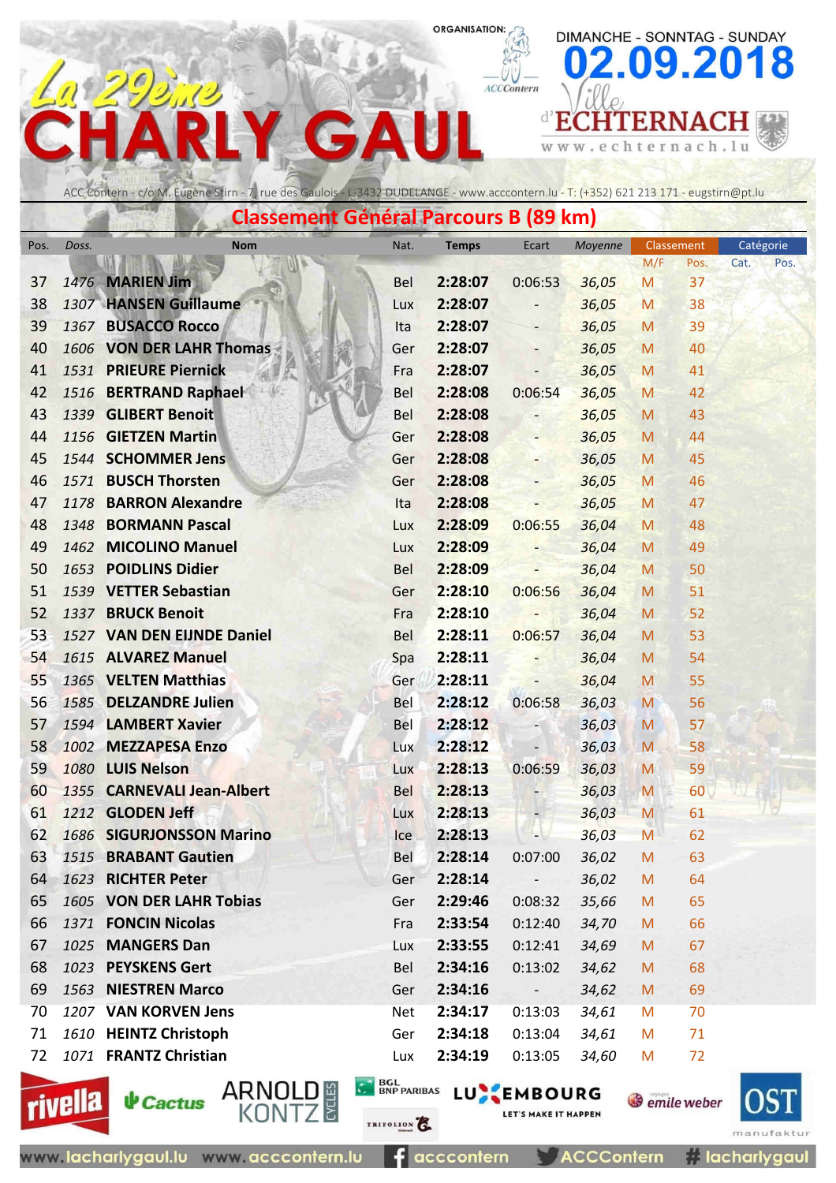# La 29ème CHARLY GAUL

ORGANISATION: ACCContern

DIMANCHE - SONNTAG - SUNDAY **02.09.2018**

Ville d'ECHTERNACH www.echternach.lu

ACC Contern - c/o M. Eugène Stirn - 7, rue des Gaulois - L-3432 DUDELANGE - www.acccontern.lu - T: (+352) 621 213 171 - eugstirn@pt.lu

## Classement Général Parcours B (89 km)

| Pos. | Doss. | Nom | Nat. | Temps | Ecart | Moyenne | Classement M/F | Classement Pos. | Catégorie Cat. | Catégorie Pos. |
|---|---|---|---|---|---|---|---|---|---|---|
| 37 | 1476 | **MARIEN Jim** | Bel | **2:28:07** | 0:06:53 | 36,05 | M | 37 | | |
| 38 | 1307 | **HANSEN Guillaume** | Lux | **2:28:07** | - | 36,05 | M | 38 | | |
| 39 | 1367 | **BUSACCO Rocco** | Ita | **2:28:07** | - | 36,05 | M | 39 | | |
| 40 | 1606 | **VON DER LAHR Thomas** | Ger | **2:28:07** | - | 36,05 | M | 40 | | |
| 41 | 1531 | **PRIEURE Piernick** | Fra | **2:28:07** | - | 36,05 | M | 41 | | |
| 42 | 1516 | **BERTRAND Raphael** | Bel | **2:28:08** | 0:06:54 | 36,05 | M | 42 | | |
| 43 | 1339 | **GLIBERT Benoit** | Bel | **2:28:08** | - | 36,05 | M | 43 | | |
| 44 | 1156 | **GIETZEN Martin** | Ger | **2:28:08** | - | 36,05 | M | 44 | | |
| 45 | 1544 | **SCHOMMER Jens** | Ger | **2:28:08** | - | 36,05 | M | 45 | | |
| 46 | 1571 | **BUSCH Thorsten** | Ger | **2:28:08** | - | 36,05 | M | 46 | | |
| 47 | 1178 | **BARRON Alexandre** | Ita | **2:28:08** | - | 36,05 | M | 47 | | |
| 48 | 1348 | **BORMANN Pascal** | Lux | **2:28:09** | 0:06:55 | 36,04 | M | 48 | | |
| 49 | 1462 | **MICOLINO Manuel** | Lux | **2:28:09** | - | 36,04 | M | 49 | | |
| 50 | 1653 | **POIDLINS Didier** | Bel | **2:28:09** | - | 36,04 | M | 50 | | |
| 51 | 1539 | **VETTER Sebastian** | Ger | **2:28:10** | 0:06:56 | 36,04 | M | 51 | | |
| 52 | 1337 | **BRUCK Benoit** | Fra | **2:28:10** | - | 36,04 | M | 52 | | |
| 53 | 1527 | **VAN DEN EIJNDE Daniel** | Bel | **2:28:11** | 0:06:57 | 36,04 | M | 53 | | |
| 54 | 1615 | **ALVAREZ Manuel** | Spa | **2:28:11** | - | 36,04 | M | 54 | | |
| 55 | 1365 | **VELTEN Matthias** | Ger | **2:28:11** | - | 36,04 | M | 55 | | |
| 56 | 1585 | **DELZANDRE Julien** | Bel | **2:28:12** | 0:06:58 | 36,03 | M | 56 | | |
| 57 | 1594 | **LAMBERT Xavier** | Bel | **2:28:12** | - | 36,03 | M | 57 | | |
| 58 | 1002 | **MEZZAPESA Enzo** | Lux | **2:28:12** | - | 36,03 | M | 58 | | |
| 59 | 1080 | **LUIS Nelson** | Lux | **2:28:13** | 0:06:59 | 36,03 | M | 59 | | |
| 60 | 1355 | **CARNEVALI Jean-Albert** | Bel | **2:28:13** | - | 36,03 | M | 60 | | |
| 61 | 1212 | **GLODEN Jeff** | Lux | **2:28:13** | - | 36,03 | M | 61 | | |
| 62 | 1686 | **SIGURJONSSON Marino** | Ice | **2:28:13** | - | 36,03 | M | 62 | | |
| 63 | 1515 | **BRABANT Gautien** | Bel | **2:28:14** | 0:07:00 | 36,02 | M | 63 | | |
| 64 | 1623 | **RICHTER Peter** | Ger | **2:28:14** | - | 36,02 | M | 64 | | |
| 65 | 1605 | **VON DER LAHR Tobias** | Ger | **2:29:46** | 0:08:32 | 35,66 | M | 65 | | |
| 66 | 1371 | **FONCIN Nicolas** | Fra | **2:33:54** | 0:12:40 | 34,70 | M | 66 | | |
| 67 | 1025 | **MANGERS Dan** | Lux | **2:33:55** | 0:12:41 | 34,69 | M | 67 | | |
| 68 | 1023 | **PEYSKENS Gert** | Bel | **2:34:16** | 0:13:02 | 34,62 | M | 68 | | |
| 69 | 1563 | **NIESTREN Marco** | Ger | **2:34:16** | - | 34,62 | M | 69 | | |
| 70 | 1207 | **VAN KORVEN Jens** | Net | **2:34:17** | 0:13:03 | 34,61 | M | 70 | | |
| 71 | 1610 | **HEINTZ Christoph** | Ger | **2:34:18** | 0:13:04 | 34,61 | M | 71 | | |
| 72 | 1071 | **FRANTZ Christian** | Lux | **2:34:19** | 0:13:05 | 34,60 | M | 72 | | |

rivella · Cactus · ARNOLD KONTZ CYCLES · BGL BNP PARIBAS · TRIFOLION · LUXEMBOURG LET'S MAKE IT HAPPEN · emile weber · OST manufaktur

www.lacharlygaul.lu www.acccontern.lu acccontern ACCContern # lacharlygaul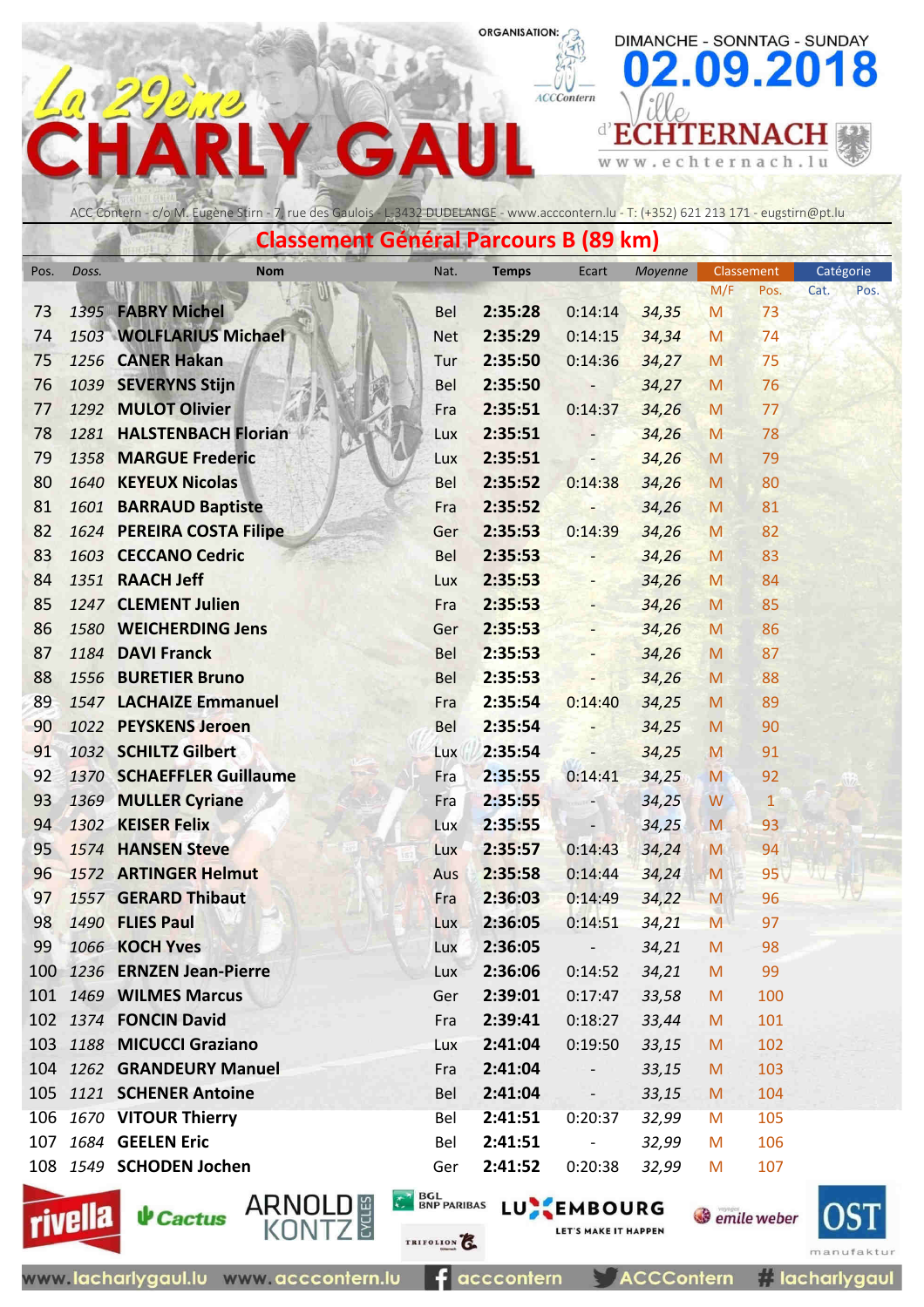# La 29ème CHARLY GAUL

ORGANISATION: ACCContern

DIMANCHE - SONNTAG - SUNDAY **02.09.2018**

Ville d'ECHTERNACH www.echternach.lu

ACC Contern - c/o M. Eugène Stirn - 7, rue des Gaulois - L-3432 DUDELANGE - www.acccontern.lu - T: (+352) 621 213 171 - eugstirn@pt.lu

## Classement Général Parcours B (89 km)

| Pos. | Doss. | Nom | Nat. | Temps | Ecart | Moyenne | Classement | | Catégorie | |
|---|---|---|---|---|---|---|---|---|---|---|
| | | | | | | | M/F | Pos. | Cat. | Pos. |
| 73 | 1395 | **FABRY Michel** | Bel | **2:35:28** | 0:14:14 | 34,35 | M | 73 | | |
| 74 | 1503 | **WOLFLARIUS Michael** | Net | **2:35:29** | 0:14:15 | 34,34 | M | 74 | | |
| 75 | 1256 | **CANER Hakan** | Tur | **2:35:50** | 0:14:36 | 34,27 | M | 75 | | |
| 76 | 1039 | **SEVERYNS Stijn** | Bel | **2:35:50** | - | 34,27 | M | 76 | | |
| 77 | 1292 | **MULOT Olivier** | Fra | **2:35:51** | 0:14:37 | 34,26 | M | 77 | | |
| 78 | 1281 | **HALSTENBACH Florian** | Lux | **2:35:51** | - | 34,26 | M | 78 | | |
| 79 | 1358 | **MARGUE Frederic** | Lux | **2:35:51** | - | 34,26 | M | 79 | | |
| 80 | 1640 | **KEYEUX Nicolas** | Bel | **2:35:52** | 0:14:38 | 34,26 | M | 80 | | |
| 81 | 1601 | **BARRAUD Baptiste** | Fra | **2:35:52** | - | 34,26 | M | 81 | | |
| 82 | 1624 | **PEREIRA COSTA Filipe** | Ger | **2:35:53** | 0:14:39 | 34,26 | M | 82 | | |
| 83 | 1603 | **CECCANO Cedric** | Bel | **2:35:53** | - | 34,26 | M | 83 | | |
| 84 | 1351 | **RAACH Jeff** | Lux | **2:35:53** | - | 34,26 | M | 84 | | |
| 85 | 1247 | **CLEMENT Julien** | Fra | **2:35:53** | - | 34,26 | M | 85 | | |
| 86 | 1580 | **WEICHERDING Jens** | Ger | **2:35:53** | - | 34,26 | M | 86 | | |
| 87 | 1184 | **DAVI Franck** | Bel | **2:35:53** | - | 34,26 | M | 87 | | |
| 88 | 1556 | **BURETIER Bruno** | Bel | **2:35:53** | - | 34,26 | M | 88 | | |
| 89 | 1547 | **LACHAIZE Emmanuel** | Fra | **2:35:54** | 0:14:40 | 34,25 | M | 89 | | |
| 90 | 1022 | **PEYSKENS Jeroen** | Bel | **2:35:54** | - | 34,25 | M | 90 | | |
| 91 | 1032 | **SCHILTZ Gilbert** | Lux | **2:35:54** | - | 34,25 | M | 91 | | |
| 92 | 1370 | **SCHAEFFLER Guillaume** | Fra | **2:35:55** | 0:14:41 | 34,25 | M | 92 | | |
| 93 | 1369 | **MULLER Cyriane** | Fra | **2:35:55** | - | 34,25 | W | 1 | | |
| 94 | 1302 | **KEISER Felix** | Lux | **2:35:55** | - | 34,25 | M | 93 | | |
| 95 | 1574 | **HANSEN Steve** | Lux | **2:35:57** | 0:14:43 | 34,24 | M | 94 | | |
| 96 | 1572 | **ARTINGER Helmut** | Aus | **2:35:58** | 0:14:44 | 34,24 | M | 95 | | |
| 97 | 1557 | **GERARD Thibaut** | Fra | **2:36:03** | 0:14:49 | 34,22 | M | 96 | | |
| 98 | 1490 | **FLIES Paul** | Lux | **2:36:05** | 0:14:51 | 34,21 | M | 97 | | |
| 99 | 1066 | **KOCH Yves** | Lux | **2:36:05** | - | 34,21 | M | 98 | | |
| 100 | 1236 | **ERNZEN Jean-Pierre** | Lux | **2:36:06** | 0:14:52 | 34,21 | M | 99 | | |
| 101 | 1469 | **WILMES Marcus** | Ger | **2:39:01** | 0:17:47 | 33,58 | M | 100 | | |
| 102 | 1374 | **FONCIN David** | Fra | **2:39:41** | 0:18:27 | 33,44 | M | 101 | | |
| 103 | 1188 | **MICUCCI Graziano** | Lux | **2:41:04** | 0:19:50 | 33,15 | M | 102 | | |
| 104 | 1262 | **GRANDEURY Manuel** | Fra | **2:41:04** | - | 33,15 | M | 103 | | |
| 105 | 1121 | **SCHENER Antoine** | Bel | **2:41:04** | - | 33,15 | M | 104 | | |
| 106 | 1670 | **VITOUR Thierry** | Bel | **2:41:51** | 0:20:37 | 32,99 | M | 105 | | |
| 107 | 1684 | **GEELEN Eric** | Bel | **2:41:51** | - | 32,99 | M | 106 | | |
| 108 | 1549 | **SCHODEN Jochen** | Ger | **2:41:52** | 0:20:38 | 32,99 | M | 107 | | |

rivella · Cactus · ARNOLD KONTZ CYCLES · BGL BNP PARIBAS · TRIFOLION · LUXEMBOURG LET'S MAKE IT HAPPEN · emile weber · OST manufaktur

www.lacharlygaul.lu www.acccontern.lu acccontern ACCContern # lacharlygaul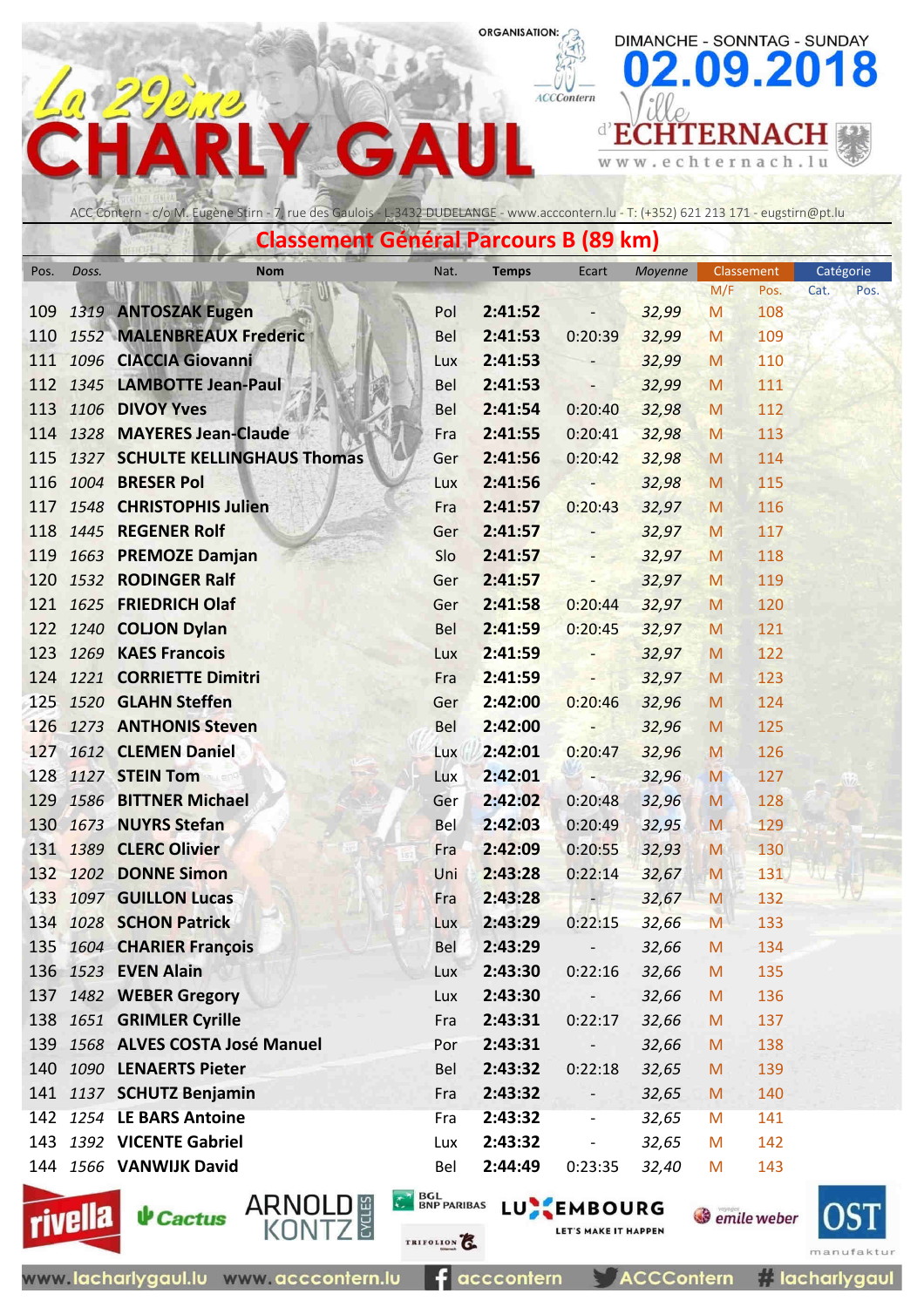# La 29ème CHARLY GAUL

ORGANISATION: ACCContern

DIMANCHE - SONNTAG - SUNDAY **02.09.2018**

Ville d'ECHTERNACH www.echternach.lu

ACC Contern - c/o M. Eugène Stirn - 7, rue des Gaulois - L-3432 DUDELANGE - www.acccontern.lu - T: (+352) 621 213 171 - eugstirn@pt.lu

## Classement Général Parcours B (89 km)

| Pos. | Doss. | Nom | Nat. | Temps | Ecart | Moyenne | Classement M/F | Classement Pos. | Catégorie Cat. | Catégorie Pos. |
|---|---|---|---|---|---|---|---|---|---|---|
| 109 | 1319 | **ANTOSZAK Eugen** | Pol | **2:41:52** | - | 32,99 | M | 108 | | |
| 110 | 1552 | **MALENBREAUX Frederic** | Bel | **2:41:53** | 0:20:39 | 32,99 | M | 109 | | |
| 111 | 1096 | **CIACCIA Giovanni** | Lux | **2:41:53** | - | 32,99 | M | 110 | | |
| 112 | 1345 | **LAMBOTTE Jean-Paul** | Bel | **2:41:53** | - | 32,99 | M | 111 | | |
| 113 | 1106 | **DIVOY Yves** | Bel | **2:41:54** | 0:20:40 | 32,98 | M | 112 | | |
| 114 | 1328 | **MAYERES Jean-Claude** | Fra | **2:41:55** | 0:20:41 | 32,98 | M | 113 | | |
| 115 | 1327 | **SCHULTE KELLINGHAUS Thomas** | Ger | **2:41:56** | 0:20:42 | 32,98 | M | 114 | | |
| 116 | 1004 | **BRESER Pol** | Lux | **2:41:56** | - | 32,98 | M | 115 | | |
| 117 | 1548 | **CHRISTOPHIS Julien** | Fra | **2:41:57** | 0:20:43 | 32,97 | M | 116 | | |
| 118 | 1445 | **REGENER Rolf** | Ger | **2:41:57** | - | 32,97 | M | 117 | | |
| 119 | 1663 | **PREMOZE Damjan** | Slo | **2:41:57** | - | 32,97 | M | 118 | | |
| 120 | 1532 | **RODINGER Ralf** | Ger | **2:41:57** | - | 32,97 | M | 119 | | |
| 121 | 1625 | **FRIEDRICH Olaf** | Ger | **2:41:58** | 0:20:44 | 32,97 | M | 120 | | |
| 122 | 1240 | **COLJON Dylan** | Bel | **2:41:59** | 0:20:45 | 32,97 | M | 121 | | |
| 123 | 1269 | **KAES Francois** | Lux | **2:41:59** | - | 32,97 | M | 122 | | |
| 124 | 1221 | **CORRIETTE Dimitri** | Fra | **2:41:59** | - | 32,97 | M | 123 | | |
| 125 | 1520 | **GLAHN Steffen** | Ger | **2:42:00** | 0:20:46 | 32,96 | M | 124 | | |
| 126 | 1273 | **ANTHONIS Steven** | Bel | **2:42:00** | - | 32,96 | M | 125 | | |
| 127 | 1612 | **CLEMEN Daniel** | Lux | **2:42:01** | 0:20:47 | 32,96 | M | 126 | | |
| 128 | 1127 | **STEIN Tom** | Lux | **2:42:01** | - | 32,96 | M | 127 | | |
| 129 | 1586 | **BITTNER Michael** | Ger | **2:42:02** | 0:20:48 | 32,96 | M | 128 | | |
| 130 | 1673 | **NUYRS Stefan** | Bel | **2:42:03** | 0:20:49 | 32,95 | M | 129 | | |
| 131 | 1389 | **CLERC Olivier** | Fra | **2:42:09** | 0:20:55 | 32,93 | M | 130 | | |
| 132 | 1202 | **DONNE Simon** | Uni | **2:43:28** | 0:22:14 | 32,67 | M | 131 | | |
| 133 | 1097 | **GUILLON Lucas** | Fra | **2:43:28** | - | 32,67 | M | 132 | | |
| 134 | 1028 | **SCHON Patrick** | Lux | **2:43:29** | 0:22:15 | 32,66 | M | 133 | | |
| 135 | 1604 | **CHARIER François** | Bel | **2:43:29** | - | 32,66 | M | 134 | | |
| 136 | 1523 | **EVEN Alain** | Lux | **2:43:30** | 0:22:16 | 32,66 | M | 135 | | |
| 137 | 1482 | **WEBER Gregory** | Lux | **2:43:30** | - | 32,66 | M | 136 | | |
| 138 | 1651 | **GRIMLER Cyrille** | Fra | **2:43:31** | 0:22:17 | 32,66 | M | 137 | | |
| 139 | 1568 | **ALVES COSTA José Manuel** | Por | **2:43:31** | - | 32,66 | M | 138 | | |
| 140 | 1090 | **LENAERTS Pieter** | Bel | **2:43:32** | 0:22:18 | 32,65 | M | 139 | | |
| 141 | 1137 | **SCHUTZ Benjamin** | Fra | **2:43:32** | - | 32,65 | M | 140 | | |
| 142 | 1254 | **LE BARS Antoine** | Fra | **2:43:32** | - | 32,65 | M | 141 | | |
| 143 | 1392 | **VICENTE Gabriel** | Lux | **2:43:32** | - | 32,65 | M | 142 | | |
| 144 | 1566 | **VANWIJK David** | Bel | **2:44:49** | 0:23:35 | 32,40 | M | 143 | | |

rivella · Cactus · ARNOLD KONTZ CYCLES · BGL BNP PARIBAS · TRIFOLION · LUXEMBOURG LET'S MAKE IT HAPPEN · emile weber · OST manufaktur

www.lacharlygaul.lu www.acccontern.lu acccontern ACCContern # lacharlygaul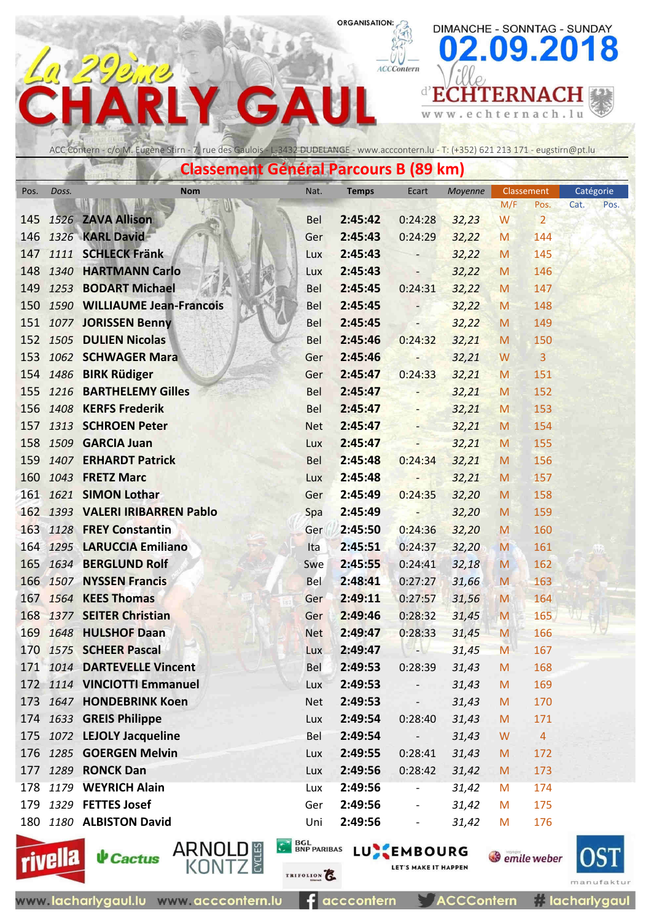# La 29ème CHARLY GAUL

ORGANISATION: ACCContern

DIMANCHE - SONNTAG - SUNDAY **02.09.2018**

Ville d'ECHTERNACH www.echternach.lu

ACC Contern - c/o M. Eugène Stirn - 7, rue des Gaulois - L-3432 DUDELANGE - www.acccontern.lu - T: (+352) 621 213 171 - eugstirn@pt.lu

## Classement Général Parcours B (89 km)

| Pos. | Doss. | Nom | Nat. | Temps | Ecart | Moyenne | Classement M/F | Classement Pos. | Catégorie Cat. | Catégorie Pos. |
|---|---|---|---|---|---|---|---|---|---|---|
| 145 | 1526 | **ZAVA Allison** | Bel | **2:45:42** | 0:24:28 | 32,23 | W | 2 | | |
| 146 | 1326 | **KARL David** | Ger | **2:45:43** | 0:24:29 | 32,22 | M | 144 | | |
| 147 | 1111 | **SCHLECK Fränk** | Lux | **2:45:43** | - | 32,22 | M | 145 | | |
| 148 | 1340 | **HARTMANN Carlo** | Lux | **2:45:43** | - | 32,22 | M | 146 | | |
| 149 | 1253 | **BODART Michael** | Bel | **2:45:45** | 0:24:31 | 32,22 | M | 147 | | |
| 150 | 1590 | **WILLIAUME Jean-Francois** | Bel | **2:45:45** | - | 32,22 | M | 148 | | |
| 151 | 1077 | **JORISSEN Benny** | Bel | **2:45:45** | - | 32,22 | M | 149 | | |
| 152 | 1505 | **DULIEN Nicolas** | Bel | **2:45:46** | 0:24:32 | 32,21 | M | 150 | | |
| 153 | 1062 | **SCHWAGER Mara** | Ger | **2:45:46** | - | 32,21 | W | 3 | | |
| 154 | 1486 | **BIRK Rüdiger** | Ger | **2:45:47** | 0:24:33 | 32,21 | M | 151 | | |
| 155 | 1216 | **BARTHELEMY Gilles** | Bel | **2:45:47** | - | 32,21 | M | 152 | | |
| 156 | 1408 | **KERFS Frederik** | Bel | **2:45:47** | - | 32,21 | M | 153 | | |
| 157 | 1313 | **SCHROEN Peter** | Net | **2:45:47** | - | 32,21 | M | 154 | | |
| 158 | 1509 | **GARCIA Juan** | Lux | **2:45:47** | - | 32,21 | M | 155 | | |
| 159 | 1407 | **ERHARDT Patrick** | Bel | **2:45:48** | 0:24:34 | 32,21 | M | 156 | | |
| 160 | 1043 | **FRETZ Marc** | Lux | **2:45:48** | - | 32,21 | M | 157 | | |
| 161 | 1621 | **SIMON Lothar** | Ger | **2:45:49** | 0:24:35 | 32,20 | M | 158 | | |
| 162 | 1393 | **VALERI IRIBARREN Pablo** | Spa | **2:45:49** | - | 32,20 | M | 159 | | |
| 163 | 1128 | **FREY Constantin** | Ger | **2:45:50** | 0:24:36 | 32,20 | M | 160 | | |
| 164 | 1295 | **LARUCCIA Emiliano** | Ita | **2:45:51** | 0:24:37 | 32,20 | M | 161 | | |
| 165 | 1634 | **BERGLUND Rolf** | Swe | **2:45:55** | 0:24:41 | 32,18 | M | 162 | | |
| 166 | 1507 | **NYSSEN Francis** | Bel | **2:48:41** | 0:27:27 | 31,66 | M | 163 | | |
| 167 | 1564 | **KEES Thomas** | Ger | **2:49:11** | 0:27:57 | 31,56 | M | 164 | | |
| 168 | 1377 | **SEITER Christian** | Ger | **2:49:46** | 0:28:32 | 31,45 | M | 165 | | |
| 169 | 1648 | **HULSHOF Daan** | Net | **2:49:47** | 0:28:33 | 31,45 | M | 166 | | |
| 170 | 1575 | **SCHEER Pascal** | Lux | **2:49:47** | - | 31,45 | M | 167 | | |
| 171 | 1014 | **DARTEVELLE Vincent** | Bel | **2:49:53** | 0:28:39 | 31,43 | M | 168 | | |
| 172 | 1114 | **VINCIOTTI Emmanuel** | Lux | **2:49:53** | - | 31,43 | M | 169 | | |
| 173 | 1647 | **HONDEBRINK Koen** | Net | **2:49:53** | - | 31,43 | M | 170 | | |
| 174 | 1633 | **GREIS Philippe** | Lux | **2:49:54** | 0:28:40 | 31,43 | M | 171 | | |
| 175 | 1072 | **LEJOLY Jacqueline** | Bel | **2:49:54** | - | 31,43 | W | 4 | | |
| 176 | 1285 | **GOERGEN Melvin** | Lux | **2:49:55** | 0:28:41 | 31,43 | M | 172 | | |
| 177 | 1289 | **RONCK Dan** | Lux | **2:49:56** | 0:28:42 | 31,42 | M | 173 | | |
| 178 | 1179 | **WEYRICH Alain** | Lux | **2:49:56** | - | 31,42 | M | 174 | | |
| 179 | 1329 | **FETTES Josef** | Ger | **2:49:56** | - | 31,42 | M | 175 | | |
| 180 | 1180 | **ALBISTON David** | Uni | **2:49:56** | - | 31,42 | M | 176 | | |

rivella · Cactus · ARNOLD KONTZ CYCLES · BGL BNP PARIBAS · TRIFOLION · LUXEMBOURG LET'S MAKE IT HAPPEN · emile weber · OST manufaktur

www.lacharlygaul.lu www.acccontern.lu acccontern ACCContern # lacharlygaul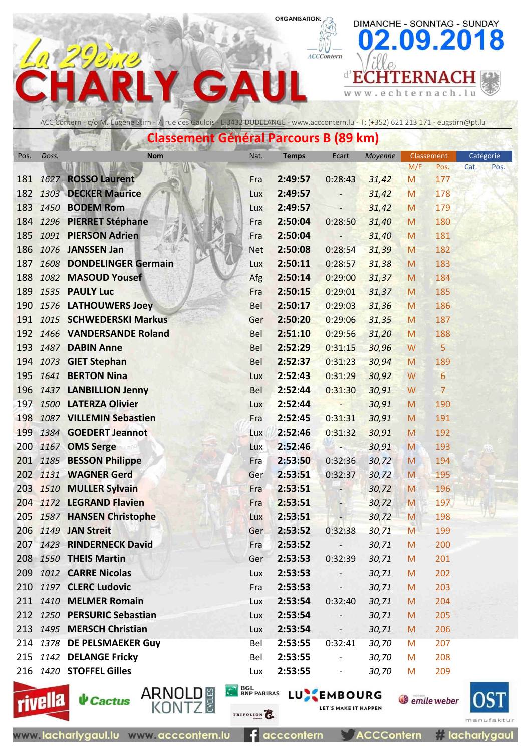# La 29ème CHARLY GAUL

ORGANISATION: ACCContern

DIMANCHE - SONNTAG - SUNDAY **02.09.2018**

Ville d'ECHTERNACH — www.echternach.lu

ACC Contern - c/o M. Eugène Stirn - 7, rue des Gaulois - L-3432 DUDELANGE - www.acccontern.lu - T: (+352) 621 213 171 - eugstirn@pt.lu

## Classement Général Parcours B (89 km)

| Pos. | Doss. | Nom | Nat. | Temps | Ecart | Moyenne | Classement M/F | Classement Pos. | Catégorie Cat. | Catégorie Pos. |
|---|---|---|---|---|---|---|---|---|---|---|
| 181 | *1627* | **ROSSO Laurent** | Fra | **2:49:57** | 0:28:43 | *31,42* | M | 177 | | |
| 182 | *1303* | **DECKER Maurice** | Lux | **2:49:57** | - | *31,42* | M | 178 | | |
| 183 | *1450* | **BODEM Rom** | Lux | **2:49:57** | - | *31,42* | M | 179 | | |
| 184 | *1296* | **PIERRET Stéphane** | Fra | **2:50:04** | 0:28:50 | *31,40* | M | 180 | | |
| 185 | *1091* | **PIERSON Adrien** | Fra | **2:50:04** | - | *31,40* | M | 181 | | |
| 186 | *1076* | **JANSSEN Jan** | Net | **2:50:08** | 0:28:54 | *31,39* | M | 182 | | |
| 187 | *1608* | **DONDELINGER Germain** | Lux | **2:50:11** | 0:28:57 | *31,38* | M | 183 | | |
| 188 | *1082* | **MASOUD Yousef** | Afg | **2:50:14** | 0:29:00 | *31,37* | M | 184 | | |
| 189 | *1535* | **PAULY Luc** | Fra | **2:50:15** | 0:29:01 | *31,37* | M | 185 | | |
| 190 | *1576* | **LATHOUWERS Joey** | Bel | **2:50:17** | 0:29:03 | *31,36* | M | 186 | | |
| 191 | *1015* | **SCHWEDERSKI Markus** | Ger | **2:50:20** | 0:29:06 | *31,35* | M | 187 | | |
| 192 | *1466* | **VANDERSANDE Roland** | Bel | **2:51:10** | 0:29:56 | *31,20* | M | 188 | | |
| 193 | *1487* | **DABIN Anne** | Bel | **2:52:29** | 0:31:15 | *30,96* | W | 5 | | |
| 194 | *1073* | **GIET Stephan** | Bel | **2:52:37** | 0:31:23 | *30,94* | M | 189 | | |
| 195 | *1641* | **BERTON Nina** | Lux | **2:52:43** | 0:31:29 | *30,92* | W | 6 | | |
| 196 | *1437* | **LANBILLION Jenny** | Bel | **2:52:44** | 0:31:30 | *30,91* | W | 7 | | |
| 197 | *1500* | **LATERZA Olivier** | Lux | **2:52:44** | - | *30,91* | M | 190 | | |
| 198 | *1087* | **VILLEMIN Sebastien** | Fra | **2:52:45** | 0:31:31 | *30,91* | M | 191 | | |
| 199 | *1384* | **GOEDERT Jeannot** | Lux | **2:52:46** | 0:31:32 | *30,91* | M | 192 | | |
| 200 | *1167* | **OMS Serge** | Lux | **2:52:46** | - | *30,91* | M | 193 | | |
| 201 | *1185* | **BESSON Philippe** | Fra | **2:53:50** | 0:32:36 | *30,72* | M | 194 | | |
| 202 | *1131* | **WAGNER Gerd** | Ger | **2:53:51** | 0:32:37 | *30,72* | M | 195 | | |
| 203 | *1510* | **MULLER Sylvain** | Fra | **2:53:51** | - | *30,72* | M | 196 | | |
| 204 | *1172* | **LEGRAND Flavien** | Fra | **2:53:51** | - | *30,72* | M | 197 | | |
| 205 | *1587* | **HANSEN Christophe** | Lux | **2:53:51** | - | *30,72* | M | 198 | | |
| 206 | *1149* | **JAN Streit** | Ger | **2:53:52** | 0:32:38 | *30,71* | M | 199 | | |
| 207 | *1423* | **RINDERNECK David** | Fra | **2:53:52** | - | *30,71* | M | 200 | | |
| 208 | *1550* | **THEIS Martin** | Ger | **2:53:53** | 0:32:39 | *30,71* | M | 201 | | |
| 209 | *1012* | **CARRE Nicolas** | Lux | **2:53:53** | - | *30,71* | M | 202 | | |
| 210 | *1197* | **CLERC Ludovic** | Fra | **2:53:53** | - | *30,71* | M | 203 | | |
| 211 | *1410* | **MELMER Romain** | Lux | **2:53:54** | 0:32:40 | *30,71* | M | 204 | | |
| 212 | *1250* | **PERSURIC Sebastian** | Lux | **2:53:54** | - | *30,71* | M | 205 | | |
| 213 | *1495* | **MERSCH Christian** | Lux | **2:53:54** | - | *30,71* | M | 206 | | |
| 214 | *1378* | **DE PELSMAEKER Guy** | Bel | **2:53:55** | 0:32:41 | *30,70* | M | 207 | | |
| 215 | *1142* | **DELANGE Fricky** | Bel | **2:53:55** | - | *30,70* | M | 208 | | |
| 216 | *1420* | **STOFFEL Gilles** | Lux | **2:53:55** | - | *30,70* | M | 209 | | |

rivella · Cactus · ARNOLD KONTZ CYCLES · BGL BNP PARIBAS · TRIFOLION · LUXEMBOURG LET'S MAKE IT HAPPEN · emile weber · OST manufaktur

www.lacharlygaul.lu · www.acccontern.lu · acccontern · ACCContern · # lacharlygaul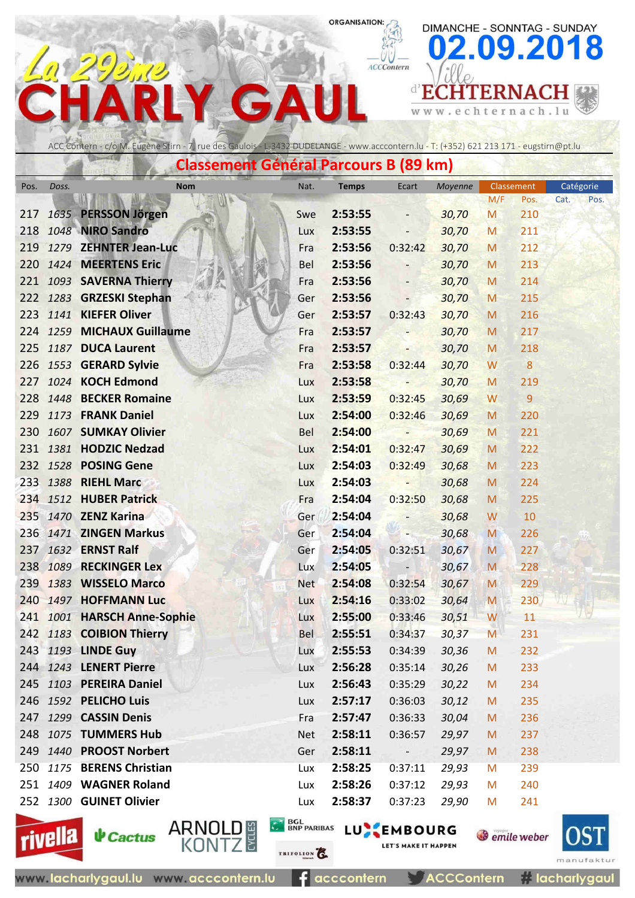# La 29ème CHARLY GAUL

ORGANISATION: ACCContern

DIMANCHE - SONNTAG - SUNDAY **02.09.2018**

Ville d'ECHTERNACH www.echternach.lu

ACC Contern - c/o M. Eugène Stirn - 7, rue des Gaulois - L-3432 DUDELANGE - www.acccontern.lu - T: (+352) 621 213 171 - eugstirn@pt.lu

## Classement Général Parcours B (89 km)

| Pos. | Doss. | Nom | Nat. | Temps | Ecart | Moyenne | Classement M/F | Classement Pos. | Catégorie Cat. | Catégorie Pos. |
|---|---|---|---|---|---|---|---|---|---|---|
| 217 | 1635 | **PERSSON Jörgen** | Swe | **2:53:55** | - | 30,70 | M | 210 | | |
| 218 | 1048 | **NIRO Sandro** | Lux | **2:53:55** | - | 30,70 | M | 211 | | |
| 219 | 1279 | **ZEHNTER Jean-Luc** | Fra | **2:53:56** | 0:32:42 | 30,70 | M | 212 | | |
| 220 | 1424 | **MEERTENS Eric** | Bel | **2:53:56** | - | 30,70 | M | 213 | | |
| 221 | 1093 | **SAVERNA Thierry** | Fra | **2:53:56** | - | 30,70 | M | 214 | | |
| 222 | 1283 | **GRZESKI Stephan** | Ger | **2:53:56** | - | 30,70 | M | 215 | | |
| 223 | 1141 | **KIEFER Oliver** | Ger | **2:53:57** | 0:32:43 | 30,70 | M | 216 | | |
| 224 | 1259 | **MICHAUX Guillaume** | Fra | **2:53:57** | - | 30,70 | M | 217 | | |
| 225 | 1187 | **DUCA Laurent** | Fra | **2:53:57** | - | 30,70 | M | 218 | | |
| 226 | 1553 | **GERARD Sylvie** | Fra | **2:53:58** | 0:32:44 | 30,70 | W | 8 | | |
| 227 | 1024 | **KOCH Edmond** | Lux | **2:53:58** | - | 30,70 | M | 219 | | |
| 228 | 1448 | **BECKER Romaine** | Lux | **2:53:59** | 0:32:45 | 30,69 | W | 9 | | |
| 229 | 1173 | **FRANK Daniel** | Lux | **2:54:00** | 0:32:46 | 30,69 | M | 220 | | |
| 230 | 1607 | **SUMKAY Olivier** | Bel | **2:54:00** | - | 30,69 | M | 221 | | |
| 231 | 1381 | **HODZIC Nedzad** | Lux | **2:54:01** | 0:32:47 | 30,69 | M | 222 | | |
| 232 | 1528 | **POSING Gene** | Lux | **2:54:03** | 0:32:49 | 30,68 | M | 223 | | |
| 233 | 1388 | **RIEHL Marc** | Lux | **2:54:03** | - | 30,68 | M | 224 | | |
| 234 | 1512 | **HUBER Patrick** | Fra | **2:54:04** | 0:32:50 | 30,68 | M | 225 | | |
| 235 | 1470 | **ZENZ Karina** | Ger | **2:54:04** | - | 30,68 | W | 10 | | |
| 236 | 1471 | **ZINGEN Markus** | Ger | **2:54:04** | - | 30,68 | M | 226 | | |
| 237 | 1632 | **ERNST Ralf** | Ger | **2:54:05** | 0:32:51 | 30,67 | M | 227 | | |
| 238 | 1089 | **RECKINGER Lex** | Lux | **2:54:05** | - | 30,67 | M | 228 | | |
| 239 | 1383 | **WISSELO Marco** | Net | **2:54:08** | 0:32:54 | 30,67 | M | 229 | | |
| 240 | 1497 | **HOFFMANN Luc** | Lux | **2:54:16** | 0:33:02 | 30,64 | M | 230 | | |
| 241 | 1001 | **HARSCH Anne-Sophie** | Lux | **2:55:00** | 0:33:46 | 30,51 | W | 11 | | |
| 242 | 1183 | **COIBION Thierry** | Bel | **2:55:51** | 0:34:37 | 30,37 | M | 231 | | |
| 243 | 1193 | **LINDE Guy** | Lux | **2:55:53** | 0:34:39 | 30,36 | M | 232 | | |
| 244 | 1243 | **LENERT Pierre** | Lux | **2:56:28** | 0:35:14 | 30,26 | M | 233 | | |
| 245 | 1103 | **PEREIRA Daniel** | Lux | **2:56:43** | 0:35:29 | 30,22 | M | 234 | | |
| 246 | 1592 | **PELICHO Luis** | Lux | **2:57:17** | 0:36:03 | 30,12 | M | 235 | | |
| 247 | 1299 | **CASSIN Denis** | Fra | **2:57:47** | 0:36:33 | 30,04 | M | 236 | | |
| 248 | 1075 | **TUMMERS Hub** | Net | **2:58:11** | 0:36:57 | 29,97 | M | 237 | | |
| 249 | 1440 | **PROOST Norbert** | Ger | **2:58:11** | - | 29,97 | M | 238 | | |
| 250 | 1175 | **BERENS Christian** | Lux | **2:58:25** | 0:37:11 | 29,93 | M | 239 | | |
| 251 | 1409 | **WAGNER Roland** | Lux | **2:58:26** | 0:37:12 | 29,93 | M | 240 | | |
| 252 | 1300 | **GUINET Olivier** | Lux | **2:58:37** | 0:37:23 | 29,90 | M | 241 | | |

rivella · Cactus · ARNOLD KONTZ CYCLES · BGL BNP PARIBAS · TRIFOLION · LUXEMBOURG LET'S MAKE IT HAPPEN · emile weber · OST manufaktur

www.lacharlygaul.lu www.acccontern.lu acccontern ACCContern # lacharlygaul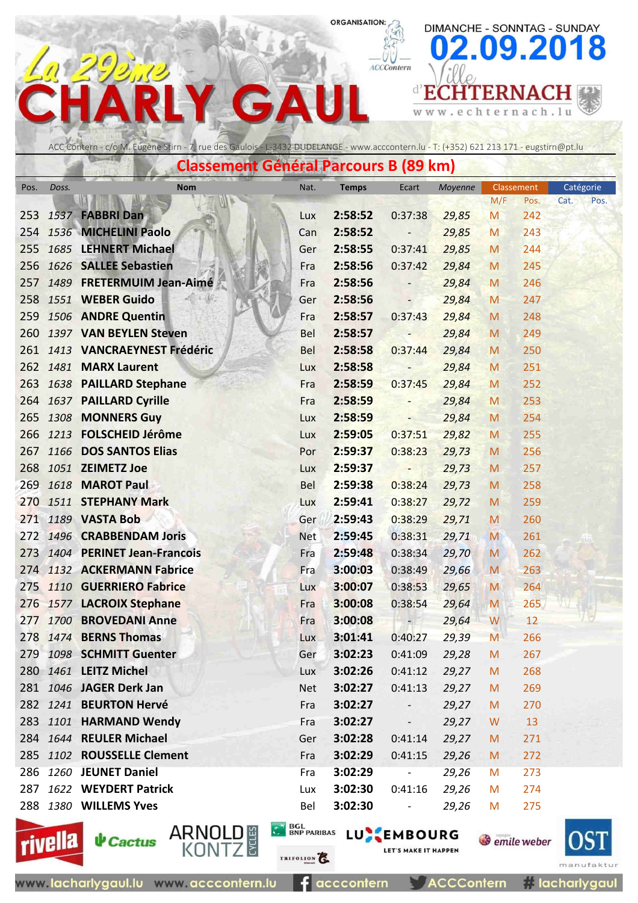# La 29ème CHARLY GAUL

ORGANISATION: ACCContern

DIMANCHE - SONNTAG - SUNDAY **02.09.2018**

Ville d'ECHTERNACH www.echternach.lu

ACC Contern - c/o M. Eugène Stirn - 7, rue des Gaulois - L-3432 DUDELANGE - www.acccontern.lu - T: (+352) 621 213 171 - eugstirn@pt.lu

## Classement Général Parcours B (89 km)

| Pos. | Doss. | Nom | Nat. | Temps | Ecart | Moyenne | Classement M/F | Classement Pos. | Catégorie Cat. | Catégorie Pos. |
|---|---|---|---|---|---|---|---|---|---|---|
| 253 | 1537 | FABBRI Dan | Lux | 2:58:52 | 0:37:38 | 29,85 | M | 242 | | |
| 254 | 1536 | MICHELINI Paolo | Can | 2:58:52 | - | 29,85 | M | 243 | | |
| 255 | 1685 | LEHNERT Michael | Ger | 2:58:55 | 0:37:41 | 29,85 | M | 244 | | |
| 256 | 1626 | SALLEE Sebastien | Fra | 2:58:56 | 0:37:42 | 29,84 | M | 245 | | |
| 257 | 1489 | FRETERMUIM Jean-Aimé | Fra | 2:58:56 | - | 29,84 | M | 246 | | |
| 258 | 1551 | WEBER Guido | Ger | 2:58:56 | - | 29,84 | M | 247 | | |
| 259 | 1506 | ANDRE Quentin | Fra | 2:58:57 | 0:37:43 | 29,84 | M | 248 | | |
| 260 | 1397 | VAN BEYLEN Steven | Bel | 2:58:57 | - | 29,84 | M | 249 | | |
| 261 | 1413 | VANCRAEYNEST Frédéric | Bel | 2:58:58 | 0:37:44 | 29,84 | M | 250 | | |
| 262 | 1481 | MARX Laurent | Lux | 2:58:58 | - | 29,84 | M | 251 | | |
| 263 | 1638 | PAILLARD Stephane | Fra | 2:58:59 | 0:37:45 | 29,84 | M | 252 | | |
| 264 | 1637 | PAILLARD Cyrille | Fra | 2:58:59 | - | 29,84 | M | 253 | | |
| 265 | 1308 | MONNERS Guy | Lux | 2:58:59 | - | 29,84 | M | 254 | | |
| 266 | 1213 | FOLSCHEID Jérôme | Lux | 2:59:05 | 0:37:51 | 29,82 | M | 255 | | |
| 267 | 1166 | DOS SANTOS Elias | Por | 2:59:37 | 0:38:23 | 29,73 | M | 256 | | |
| 268 | 1051 | ZEIMETZ Joe | Lux | 2:59:37 | - | 29,73 | M | 257 | | |
| 269 | 1618 | MAROT Paul | Bel | 2:59:38 | 0:38:24 | 29,73 | M | 258 | | |
| 270 | 1511 | STEPHANY Mark | Lux | 2:59:41 | 0:38:27 | 29,72 | M | 259 | | |
| 271 | 1189 | VASTA Bob | Ger | 2:59:43 | 0:38:29 | 29,71 | M | 260 | | |
| 272 | 1496 | CRABBENDAM Joris | Net | 2:59:45 | 0:38:31 | 29,71 | M | 261 | | |
| 273 | 1404 | PERINET Jean-Francois | Fra | 2:59:48 | 0:38:34 | 29,70 | M | 262 | | |
| 274 | 1132 | ACKERMANN Fabrice | Fra | 3:00:03 | 0:38:49 | 29,66 | M | 263 | | |
| 275 | 1110 | GUERRIERO Fabrice | Lux | 3:00:07 | 0:38:53 | 29,65 | M | 264 | | |
| 276 | 1577 | LACROIX Stephane | Fra | 3:00:08 | 0:38:54 | 29,64 | M | 265 | | |
| 277 | 1700 | BROVEDANI Anne | Fra | 3:00:08 | - | 29,64 | W | 12 | | |
| 278 | 1474 | BERNS Thomas | Lux | 3:01:41 | 0:40:27 | 29,39 | M | 266 | | |
| 279 | 1098 | SCHMITT Guenter | Ger | 3:02:23 | 0:41:09 | 29,28 | M | 267 | | |
| 280 | 1461 | LEITZ Michel | Lux | 3:02:26 | 0:41:12 | 29,27 | M | 268 | | |
| 281 | 1046 | JAGER Derk Jan | Net | 3:02:27 | 0:41:13 | 29,27 | M | 269 | | |
| 282 | 1241 | BEURTON Hervé | Fra | 3:02:27 | - | 29,27 | M | 270 | | |
| 283 | 1101 | HARMAND Wendy | Fra | 3:02:27 | - | 29,27 | W | 13 | | |
| 284 | 1644 | REULER Michael | Ger | 3:02:28 | 0:41:14 | 29,27 | M | 271 | | |
| 285 | 1102 | ROUSSELLE Clement | Fra | 3:02:29 | 0:41:15 | 29,26 | M | 272 | | |
| 286 | 1260 | JEUNET Daniel | Fra | 3:02:29 | - | 29,26 | M | 273 | | |
| 287 | 1622 | WEYDERT Patrick | Lux | 3:02:30 | 0:41:16 | 29,26 | M | 274 | | |
| 288 | 1380 | WILLEMS Yves | Bel | 3:02:30 | - | 29,26 | M | 275 | | |

rivella · Cactus · ARNOLD KONTZ CYCLES · BGL BNP PARIBAS · TRIFOLION · LUXEMBOURG LET'S MAKE IT HAPPEN · emile weber · OST manufaktur

www.lacharlygaul.lu www.acccontern.lu acccontern ACCContern #lacharlygaul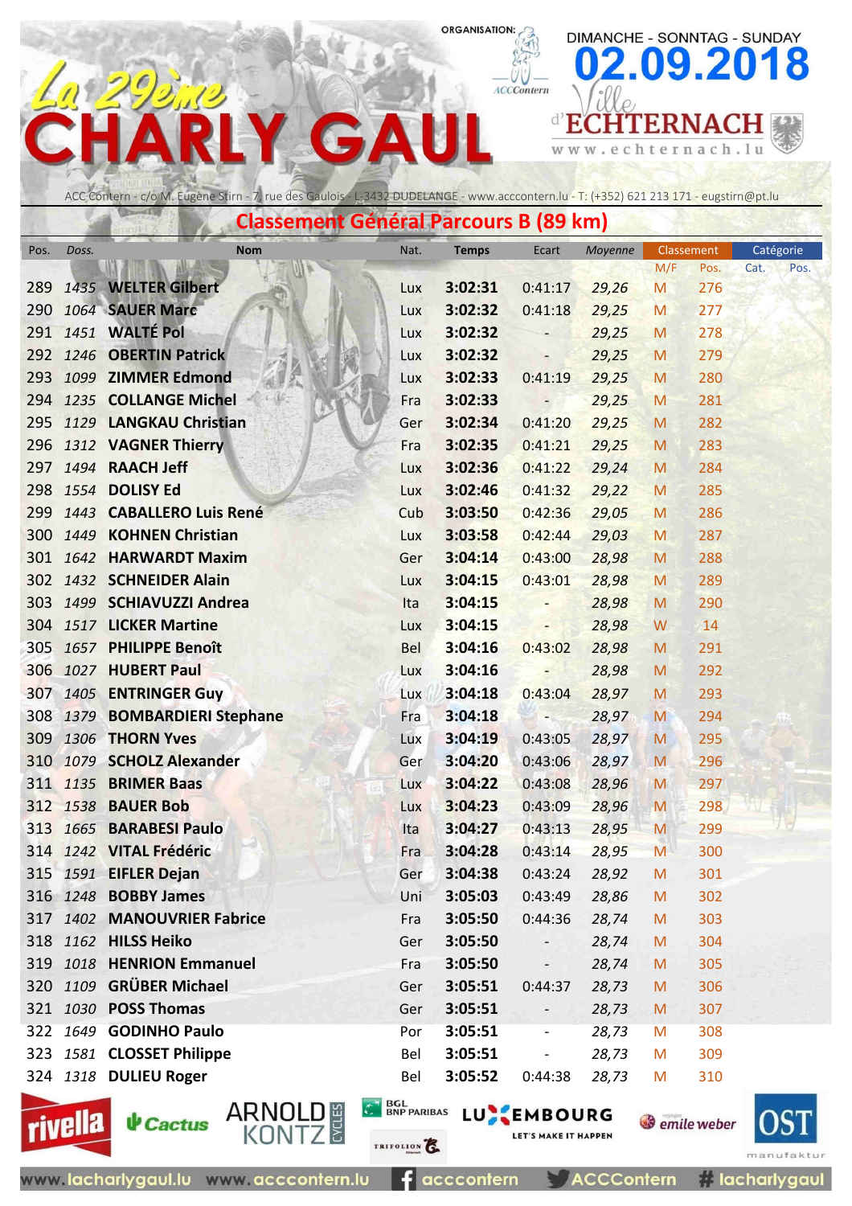# La 29ème CHARLY GAUL

ORGANISATION: ACCContern

DIMANCHE - SONNTAG - SUNDAY **02.09.2018**

Ville d'ECHTERNACH www.echternach.lu

ACC Contern - c/o M. Eugène Stirn - 7, rue des Gaulois - L-3432 DUDELANGE - www.acccontern.lu - T: (+352) 621 213 171 - eugstirn@pt.lu

## Classement Général Parcours B (89 km)

| Pos. | Doss. | Nom | Nat. | Temps | Ecart | Moyenne | Classement M/F | Classement Pos. | Catégorie Cat. | Catégorie Pos. |
|---|---|---|---|---|---|---|---|---|---|---|
| 289 | 1435 | **WELTER Gilbert** | Lux | **3:02:31** | 0:41:17 | 29,26 | M | 276 | | |
| 290 | 1064 | **SAUER Marc** | Lux | **3:02:32** | 0:41:18 | 29,25 | M | 277 | | |
| 291 | 1451 | **WALTÉ Pol** | Lux | **3:02:32** | - | 29,25 | M | 278 | | |
| 292 | 1246 | **OBERTIN Patrick** | Lux | **3:02:32** | - | 29,25 | M | 279 | | |
| 293 | 1099 | **ZIMMER Edmond** | Lux | **3:02:33** | 0:41:19 | 29,25 | M | 280 | | |
| 294 | 1235 | **COLLANGE Michel** | Fra | **3:02:33** | - | 29,25 | M | 281 | | |
| 295 | 1129 | **LANGKAU Christian** | Ger | **3:02:34** | 0:41:20 | 29,25 | M | 282 | | |
| 296 | 1312 | **VAGNER Thierry** | Fra | **3:02:35** | 0:41:21 | 29,25 | M | 283 | | |
| 297 | 1494 | **RAACH Jeff** | Lux | **3:02:36** | 0:41:22 | 29,24 | M | 284 | | |
| 298 | 1554 | **DOLISY Ed** | Lux | **3:02:46** | 0:41:32 | 29,22 | M | 285 | | |
| 299 | 1443 | **CABALLERO Luis René** | Cub | **3:03:50** | 0:42:36 | 29,05 | M | 286 | | |
| 300 | 1449 | **KOHNEN Christian** | Lux | **3:03:58** | 0:42:44 | 29,03 | M | 287 | | |
| 301 | 1642 | **HARWARDT Maxim** | Ger | **3:04:14** | 0:43:00 | 28,98 | M | 288 | | |
| 302 | 1432 | **SCHNEIDER Alain** | Lux | **3:04:15** | 0:43:01 | 28,98 | M | 289 | | |
| 303 | 1499 | **SCHIAVUZZI Andrea** | Ita | **3:04:15** | - | 28,98 | M | 290 | | |
| 304 | 1517 | **LICKER Martine** | Lux | **3:04:15** | - | 28,98 | W | 14 | | |
| 305 | 1657 | **PHILIPPE Benoît** | Bel | **3:04:16** | 0:43:02 | 28,98 | M | 291 | | |
| 306 | 1027 | **HUBERT Paul** | Lux | **3:04:16** | - | 28,98 | M | 292 | | |
| 307 | 1405 | **ENTRINGER Guy** | Lux | **3:04:18** | 0:43:04 | 28,97 | M | 293 | | |
| 308 | 1379 | **BOMBARDIERI Stephane** | Fra | **3:04:18** | - | 28,97 | M | 294 | | |
| 309 | 1306 | **THORN Yves** | Lux | **3:04:19** | 0:43:05 | 28,97 | M | 295 | | |
| 310 | 1079 | **SCHOLZ Alexander** | Ger | **3:04:20** | 0:43:06 | 28,97 | M | 296 | | |
| 311 | 1135 | **BRIMER Baas** | Lux | **3:04:22** | 0:43:08 | 28,96 | M | 297 | | |
| 312 | 1538 | **BAUER Bob** | Lux | **3:04:23** | 0:43:09 | 28,96 | M | 298 | | |
| 313 | 1665 | **BARABESI Paulo** | Ita | **3:04:27** | 0:43:13 | 28,95 | M | 299 | | |
| 314 | 1242 | **VITAL Frédéric** | Fra | **3:04:28** | 0:43:14 | 28,95 | M | 300 | | |
| 315 | 1591 | **EIFLER Dejan** | Ger | **3:04:38** | 0:43:24 | 28,92 | M | 301 | | |
| 316 | 1248 | **BOBBY James** | Uni | **3:05:03** | 0:43:49 | 28,86 | M | 302 | | |
| 317 | 1402 | **MANOUVRIER Fabrice** | Fra | **3:05:50** | 0:44:36 | 28,74 | M | 303 | | |
| 318 | 1162 | **HILSS Heiko** | Ger | **3:05:50** | - | 28,74 | M | 304 | | |
| 319 | 1018 | **HENRION Emmanuel** | Fra | **3:05:50** | - | 28,74 | M | 305 | | |
| 320 | 1109 | **GRÜBER Michael** | Ger | **3:05:51** | 0:44:37 | 28,73 | M | 306 | | |
| 321 | 1030 | **POSS Thomas** | Ger | **3:05:51** | - | 28,73 | M | 307 | | |
| 322 | 1649 | **GODINHO Paulo** | Por | **3:05:51** | - | 28,73 | M | 308 | | |
| 323 | 1581 | **CLOSSET Philippe** | Bel | **3:05:51** | - | 28,73 | M | 309 | | |
| 324 | 1318 | **DULIEU Roger** | Bel | **3:05:52** | 0:44:38 | 28,73 | M | 310 | | |

rivella · Cactus · ARNOLD KONTZ CYCLES · BGL BNP PARIBAS · TRIFOLION · LUXEMBOURG LET'S MAKE IT HAPPEN · emile weber · OST manufaktur

www.lacharlygaul.lu · www.acccontern.lu · acccontern · ACCContern · # lacharlygaul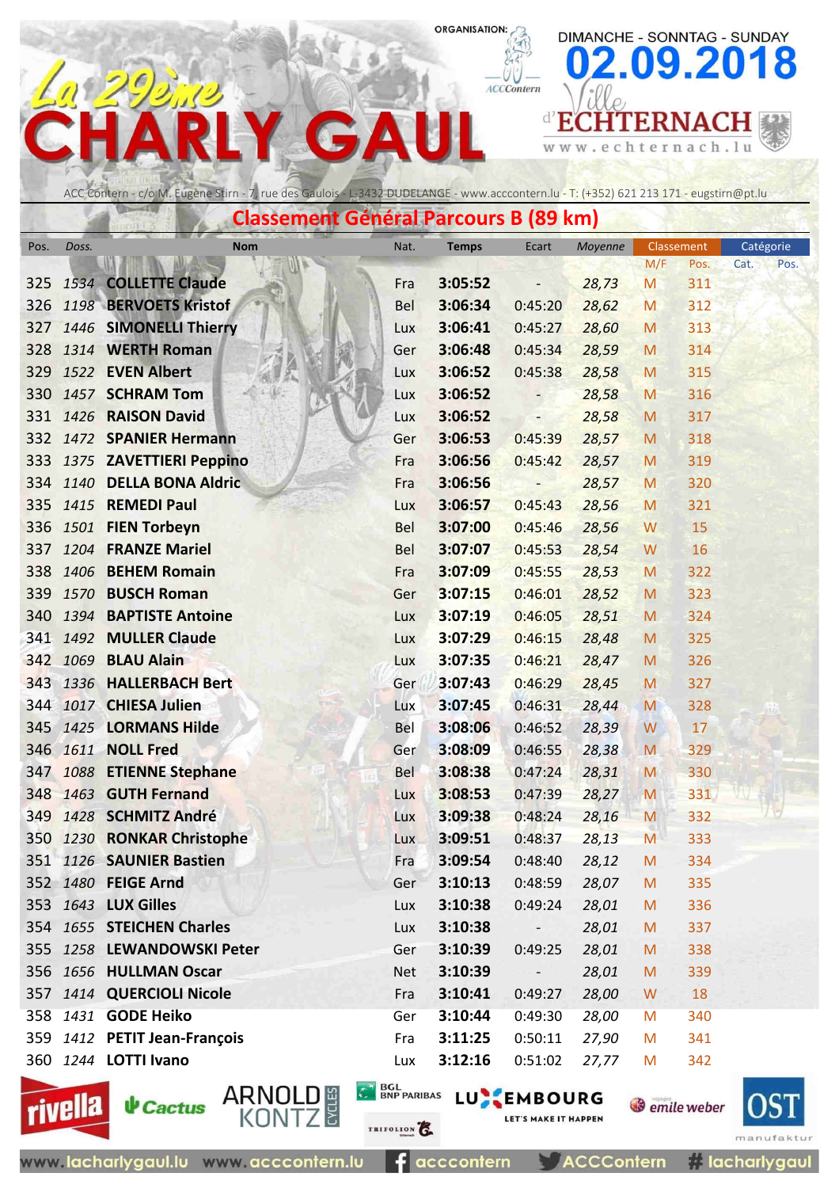# La 29ème CHARLY GAUL

ORGANISATION: ACCContern

DIMANCHE - SONNTAG - SUNDAY **02.09.2018**

Ville d'ECHTERNACH www.echternach.lu

ACC Contern - c/o M. Eugène Stirn - 7, rue des Gaulois - L-3432 DUDELANGE - www.acccontern.lu - T: (+352) 621 213 171 - eugstirn@pt.lu

## Classement Général Parcours B (89 km)

| Pos. | Doss. | Nom | Nat. | Temps | Ecart | Moyenne | Classement | | Catégorie | |
|---|---|---|---|---|---|---|---|---|---|---|
| | | | | | | | M/F | Pos. | Cat. | Pos. |
| 325 | *1534* | **COLLETTE Claude** | Fra | **3:05:52** | - | *28,73* | M | 311 | | |
| 326 | *1198* | **BERVOETS Kristof** | Bel | **3:06:34** | 0:45:20 | *28,62* | M | 312 | | |
| 327 | *1446* | **SIMONELLI Thierry** | Lux | **3:06:41** | 0:45:27 | *28,60* | M | 313 | | |
| 328 | *1314* | **WERTH Roman** | Ger | **3:06:48** | 0:45:34 | *28,59* | M | 314 | | |
| 329 | *1522* | **EVEN Albert** | Lux | **3:06:52** | 0:45:38 | *28,58* | M | 315 | | |
| 330 | *1457* | **SCHRAM Tom** | Lux | **3:06:52** | - | *28,58* | M | 316 | | |
| 331 | *1426* | **RAISON David** | Lux | **3:06:52** | - | *28,58* | M | 317 | | |
| 332 | *1472* | **SPANIER Hermann** | Ger | **3:06:53** | 0:45:39 | *28,57* | M | 318 | | |
| 333 | *1375* | **ZAVETTIERI Peppino** | Fra | **3:06:56** | 0:45:42 | *28,57* | M | 319 | | |
| 334 | *1140* | **DELLA BONA Aldric** | Fra | **3:06:56** | - | *28,57* | M | 320 | | |
| 335 | *1415* | **REMEDI Paul** | Lux | **3:06:57** | 0:45:43 | *28,56* | M | 321 | | |
| 336 | *1501* | **FIEN Torbeyn** | Bel | **3:07:00** | 0:45:46 | *28,56* | W | 15 | | |
| 337 | *1204* | **FRANZE Mariel** | Bel | **3:07:07** | 0:45:53 | *28,54* | W | 16 | | |
| 338 | *1406* | **BEHEM Romain** | Fra | **3:07:09** | 0:45:55 | *28,53* | M | 322 | | |
| 339 | *1570* | **BUSCH Roman** | Ger | **3:07:15** | 0:46:01 | *28,52* | M | 323 | | |
| 340 | *1394* | **BAPTISTE Antoine** | Lux | **3:07:19** | 0:46:05 | *28,51* | M | 324 | | |
| 341 | *1492* | **MULLER Claude** | Lux | **3:07:29** | 0:46:15 | *28,48* | M | 325 | | |
| 342 | *1069* | **BLAU Alain** | Lux | **3:07:35** | 0:46:21 | *28,47* | M | 326 | | |
| 343 | *1336* | **HALLERBACH Bert** | Ger | **3:07:43** | 0:46:29 | *28,45* | M | 327 | | |
| 344 | *1017* | **CHIESA Julien** | Lux | **3:07:45** | 0:46:31 | *28,44* | M | 328 | | |
| 345 | *1425* | **LORMANS Hilde** | Bel | **3:08:06** | 0:46:52 | *28,39* | W | 17 | | |
| 346 | *1611* | **NOLL Fred** | Ger | **3:08:09** | 0:46:55 | *28,38* | M | 329 | | |
| 347 | *1088* | **ETIENNE Stephane** | Bel | **3:08:38** | 0:47:24 | *28,31* | M | 330 | | |
| 348 | *1463* | **GUTH Fernand** | Lux | **3:08:53** | 0:47:39 | *28,27* | M | 331 | | |
| 349 | *1428* | **SCHMITZ André** | Lux | **3:09:38** | 0:48:24 | *28,16* | M | 332 | | |
| 350 | *1230* | **RONKAR Christophe** | Lux | **3:09:51** | 0:48:37 | *28,13* | M | 333 | | |
| 351 | *1126* | **SAUNIER Bastien** | Fra | **3:09:54** | 0:48:40 | *28,12* | M | 334 | | |
| 352 | *1480* | **FEIGE Arnd** | Ger | **3:10:13** | 0:48:59 | *28,07* | M | 335 | | |
| 353 | *1643* | **LUX Gilles** | Lux | **3:10:38** | 0:49:24 | *28,01* | M | 336 | | |
| 354 | *1655* | **STEICHEN Charles** | Lux | **3:10:38** | - | *28,01* | M | 337 | | |
| 355 | *1258* | **LEWANDOWSKI Peter** | Ger | **3:10:39** | 0:49:25 | *28,01* | M | 338 | | |
| 356 | *1656* | **HULLMAN Oscar** | Net | **3:10:39** | - | *28,01* | M | 339 | | |
| 357 | *1414* | **QUERCIOLI Nicole** | Fra | **3:10:41** | 0:49:27 | *28,00* | W | 18 | | |
| 358 | *1431* | **GODE Heiko** | Ger | **3:10:44** | 0:49:30 | *28,00* | M | 340 | | |
| 359 | *1412* | **PETIT Jean-François** | Fra | **3:11:25** | 0:50:11 | *27,90* | M | 341 | | |
| 360 | *1244* | **LOTTI Ivano** | Lux | **3:12:16** | 0:51:02 | *27,77* | M | 342 | | |

rivella · Cactus · ARNOLD KONTZ CYCLES · BGL BNP PARIBAS · TRIFOLION · LUXEMBOURG LET'S MAKE IT HAPPEN · emile weber · OST manufaktur

www.lacharlygaul.lu www.acccontern.lu acccontern ACCContern #lacharlygaul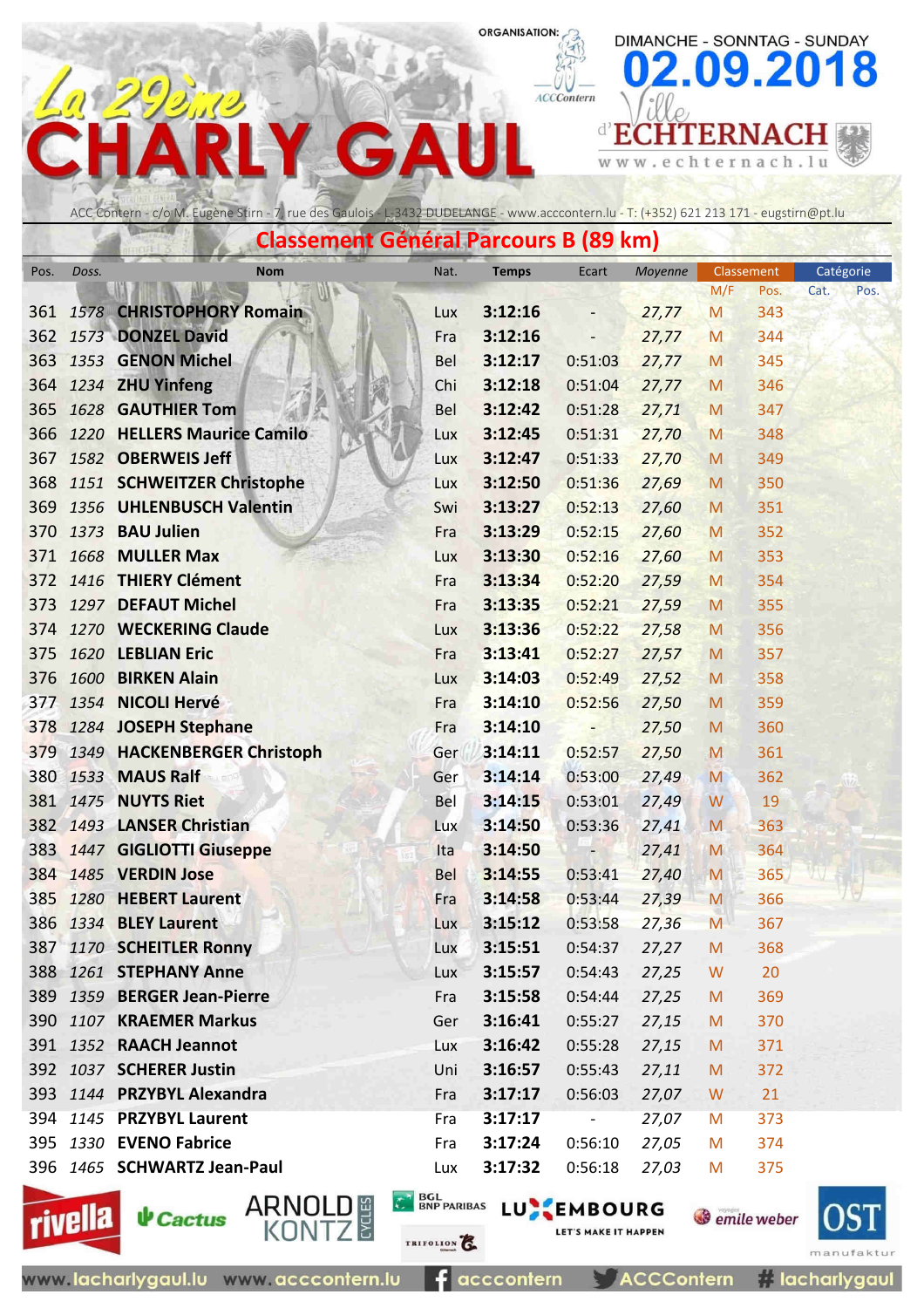La 29ème CHARLY GAUL

ORGANISATION: ACCContern

DIMANCHE - SONNTAG - SUNDAY 02.09.2018

Ville d'ECHTERNACH www.echternach.lu

ACC Contern - c/o M. Eugène Stirn - 7, rue des Gaulois - L-3432 DUDELANGE - www.acccontern.lu - T: (+352) 621 213 171 - eugstirn@pt.lu

## Classement Général Parcours B (89 km)

| Pos. | Doss. | Nom | Nat. | Temps | Ecart | Moyenne | Classement | | Catégorie | |
|---|---|---|---|---|---|---|---|---|---|---|
| | | | | | | | M/F | Pos. | Cat. | Pos. |
| 361 | 1578 | CHRISTOPHORY Romain | Lux | 3:12:16 | - | 27,77 | M | 343 | | |
| 362 | 1573 | DONZEL David | Fra | 3:12:16 | - | 27,77 | M | 344 | | |
| 363 | 1353 | GENON Michel | Bel | 3:12:17 | 0:51:03 | 27,77 | M | 345 | | |
| 364 | 1234 | ZHU Yinfeng | Chi | 3:12:18 | 0:51:04 | 27,77 | M | 346 | | |
| 365 | 1628 | GAUTHIER Tom | Bel | 3:12:42 | 0:51:28 | 27,71 | M | 347 | | |
| 366 | 1220 | HELLERS Maurice Camilo | Lux | 3:12:45 | 0:51:31 | 27,70 | M | 348 | | |
| 367 | 1582 | OBERWEIS Jeff | Lux | 3:12:47 | 0:51:33 | 27,70 | M | 349 | | |
| 368 | 1151 | SCHWEITZER Christophe | Lux | 3:12:50 | 0:51:36 | 27,69 | M | 350 | | |
| 369 | 1356 | UHLENBUSCH Valentin | Swi | 3:13:27 | 0:52:13 | 27,60 | M | 351 | | |
| 370 | 1373 | BAU Julien | Fra | 3:13:29 | 0:52:15 | 27,60 | M | 352 | | |
| 371 | 1668 | MULLER Max | Lux | 3:13:30 | 0:52:16 | 27,60 | M | 353 | | |
| 372 | 1416 | THIERY Clément | Fra | 3:13:34 | 0:52:20 | 27,59 | M | 354 | | |
| 373 | 1297 | DEFAUT Michel | Fra | 3:13:35 | 0:52:21 | 27,59 | M | 355 | | |
| 374 | 1270 | WECKERING Claude | Lux | 3:13:36 | 0:52:22 | 27,58 | M | 356 | | |
| 375 | 1620 | LEBLIAN Eric | Fra | 3:13:41 | 0:52:27 | 27,57 | M | 357 | | |
| 376 | 1600 | BIRKEN Alain | Lux | 3:14:03 | 0:52:49 | 27,52 | M | 358 | | |
| 377 | 1354 | NICOLI Hervé | Fra | 3:14:10 | 0:52:56 | 27,50 | M | 359 | | |
| 378 | 1284 | JOSEPH Stephane | Fra | 3:14:10 | - | 27,50 | M | 360 | | |
| 379 | 1349 | HACKENBERGER Christoph | Ger | 3:14:11 | 0:52:57 | 27,50 | M | 361 | | |
| 380 | 1533 | MAUS Ralf | Ger | 3:14:14 | 0:53:00 | 27,49 | M | 362 | | |
| 381 | 1475 | NUYTS Riet | Bel | 3:14:15 | 0:53:01 | 27,49 | W | 19 | | |
| 382 | 1493 | LANSER Christian | Lux | 3:14:50 | 0:53:36 | 27,41 | M | 363 | | |
| 383 | 1447 | GIGLIOTTI Giuseppe | Ita | 3:14:50 | - | 27,41 | M | 364 | | |
| 384 | 1485 | VERDIN Jose | Bel | 3:14:55 | 0:53:41 | 27,40 | M | 365 | | |
| 385 | 1280 | HEBERT Laurent | Fra | 3:14:58 | 0:53:44 | 27,39 | M | 366 | | |
| 386 | 1334 | BLEY Laurent | Lux | 3:15:12 | 0:53:58 | 27,36 | M | 367 | | |
| 387 | 1170 | SCHEITLER Ronny | Lux | 3:15:51 | 0:54:37 | 27,27 | M | 368 | | |
| 388 | 1261 | STEPHANY Anne | Lux | 3:15:57 | 0:54:43 | 27,25 | W | 20 | | |
| 389 | 1359 | BERGER Jean-Pierre | Fra | 3:15:58 | 0:54:44 | 27,25 | M | 369 | | |
| 390 | 1107 | KRAEMER Markus | Ger | 3:16:41 | 0:55:27 | 27,15 | M | 370 | | |
| 391 | 1352 | RAACH Jeannot | Lux | 3:16:42 | 0:55:28 | 27,15 | M | 371 | | |
| 392 | 1037 | SCHERER Justin | Uni | 3:16:57 | 0:55:43 | 27,11 | M | 372 | | |
| 393 | 1144 | PRZYBYL Alexandra | Fra | 3:17:17 | 0:56:03 | 27,07 | W | 21 | | |
| 394 | 1145 | PRZYBYL Laurent | Fra | 3:17:17 | - | 27,07 | M | 373 | | |
| 395 | 1330 | EVENO Fabrice | Fra | 3:17:24 | 0:56:10 | 27,05 | M | 374 | | |
| 396 | 1465 | SCHWARTZ Jean-Paul | Lux | 3:17:32 | 0:56:18 | 27,03 | M | 375 | | |

rivella · Cactus · ARNOLD KONTZ CYCLES · BGL BNP PARIBAS · TRIFOLION · LUXEMBOURG LET'S MAKE IT HAPPEN · emile weber · OST manufaktur

www.lacharlygaul.lu www.acccontern.lu acccontern ACCContern #lacharlygaul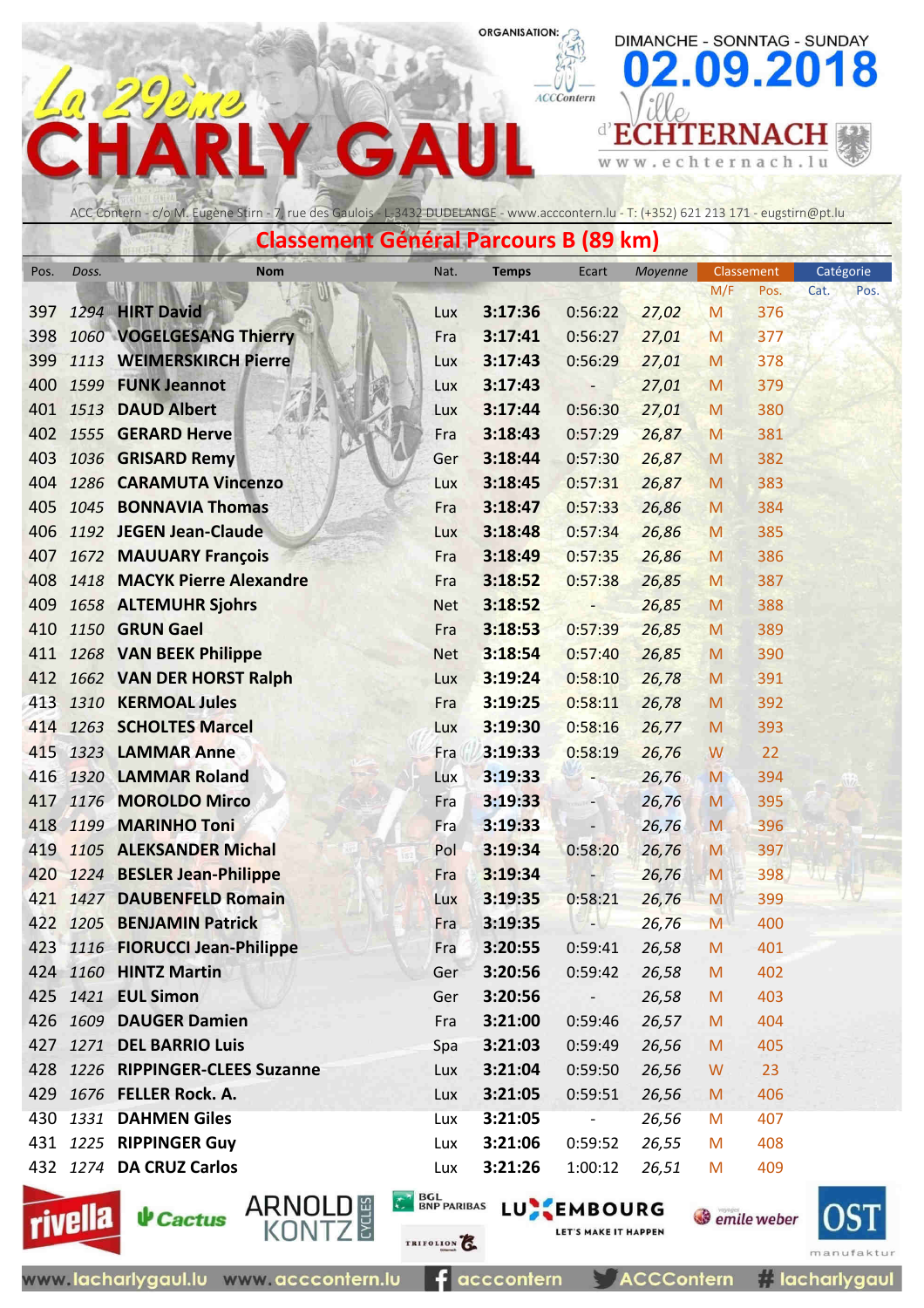# La 29ème CHARLY GAUL

ORGANISATION: ACCContern

DIMANCHE - SONNTAG - SUNDAY **02.09.2018**

Ville d'ECHTERNACH www.echternach.lu

ACC Contern - c/o M. Eugène Stirn - 7, rue des Gaulois - L-3432 DUDELANGE - www.acccontern.lu - T: (+352) 621 213 171 - eugstirn@pt.lu

## Classement Général Parcours B (89 km)

| Pos. | Doss. | Nom | Nat. | Temps | Ecart | Moyenne | Classement M/F | Classement Pos. | Catégorie Cat. | Catégorie Pos. |
|---|---|---|---|---|---|---|---|---|---|---|
| 397 | 1294 | **HIRT David** | Lux | **3:17:36** | 0:56:22 | 27,02 | M | 376 | | |
| 398 | 1060 | **VOGELGESANG Thierry** | Fra | **3:17:41** | 0:56:27 | 27,01 | M | 377 | | |
| 399 | 1113 | **WEIMERSKIRCH Pierre** | Lux | **3:17:43** | 0:56:29 | 27,01 | M | 378 | | |
| 400 | 1599 | **FUNK Jeannot** | Lux | **3:17:43** | - | 27,01 | M | 379 | | |
| 401 | 1513 | **DAUD Albert** | Lux | **3:17:44** | 0:56:30 | 27,01 | M | 380 | | |
| 402 | 1555 | **GERARD Herve** | Fra | **3:18:43** | 0:57:29 | 26,87 | M | 381 | | |
| 403 | 1036 | **GRISARD Remy** | Ger | **3:18:44** | 0:57:30 | 26,87 | M | 382 | | |
| 404 | 1286 | **CARAMUTA Vincenzo** | Lux | **3:18:45** | 0:57:31 | 26,87 | M | 383 | | |
| 405 | 1045 | **BONNAVIA Thomas** | Fra | **3:18:47** | 0:57:33 | 26,86 | M | 384 | | |
| 406 | 1192 | **JEGEN Jean-Claude** | Lux | **3:18:48** | 0:57:34 | 26,86 | M | 385 | | |
| 407 | 1672 | **MAUUARY François** | Fra | **3:18:49** | 0:57:35 | 26,86 | M | 386 | | |
| 408 | 1418 | **MACYK Pierre Alexandre** | Fra | **3:18:52** | 0:57:38 | 26,85 | M | 387 | | |
| 409 | 1658 | **ALTEMUHR Sjohrs** | Net | **3:18:52** | - | 26,85 | M | 388 | | |
| 410 | 1150 | **GRUN Gael** | Fra | **3:18:53** | 0:57:39 | 26,85 | M | 389 | | |
| 411 | 1268 | **VAN BEEK Philippe** | Net | **3:18:54** | 0:57:40 | 26,85 | M | 390 | | |
| 412 | 1662 | **VAN DER HORST Ralph** | Lux | **3:19:24** | 0:58:10 | 26,78 | M | 391 | | |
| 413 | 1310 | **KERMOAL Jules** | Fra | **3:19:25** | 0:58:11 | 26,78 | M | 392 | | |
| 414 | 1263 | **SCHOLTES Marcel** | Lux | **3:19:30** | 0:58:16 | 26,77 | M | 393 | | |
| 415 | 1323 | **LAMMAR Anne** | Fra | **3:19:33** | 0:58:19 | 26,76 | W | 22 | | |
| 416 | 1320 | **LAMMAR Roland** | Lux | **3:19:33** | - | 26,76 | M | 394 | | |
| 417 | 1176 | **MOROLDO Mirco** | Fra | **3:19:33** | - | 26,76 | M | 395 | | |
| 418 | 1199 | **MARINHO Toni** | Fra | **3:19:33** | - | 26,76 | M | 396 | | |
| 419 | 1105 | **ALEKSANDER Michal** | Pol | **3:19:34** | 0:58:20 | 26,76 | M | 397 | | |
| 420 | 1224 | **BESLER Jean-Philippe** | Fra | **3:19:34** | - | 26,76 | M | 398 | | |
| 421 | 1427 | **DAUBENFELD Romain** | Lux | **3:19:35** | 0:58:21 | 26,76 | M | 399 | | |
| 422 | 1205 | **BENJAMIN Patrick** | Fra | **3:19:35** | - | 26,76 | M | 400 | | |
| 423 | 1116 | **FIORUCCI Jean-Philippe** | Fra | **3:20:55** | 0:59:41 | 26,58 | M | 401 | | |
| 424 | 1160 | **HINTZ Martin** | Ger | **3:20:56** | 0:59:42 | 26,58 | M | 402 | | |
| 425 | 1421 | **EUL Simon** | Ger | **3:20:56** | - | 26,58 | M | 403 | | |
| 426 | 1609 | **DAUGER Damien** | Fra | **3:21:00** | 0:59:46 | 26,57 | M | 404 | | |
| 427 | 1271 | **DEL BARRIO Luis** | Spa | **3:21:03** | 0:59:49 | 26,56 | M | 405 | | |
| 428 | 1226 | **RIPPINGER-CLEES Suzanne** | Lux | **3:21:04** | 0:59:50 | 26,56 | W | 23 | | |
| 429 | 1676 | **FELLER Rock. A.** | Lux | **3:21:05** | 0:59:51 | 26,56 | M | 406 | | |
| 430 | 1331 | **DAHMEN Giles** | Lux | **3:21:05** | - | 26,56 | M | 407 | | |
| 431 | 1225 | **RIPPINGER Guy** | Lux | **3:21:06** | 0:59:52 | 26,55 | M | 408 | | |
| 432 | 1274 | **DA CRUZ Carlos** | Lux | **3:21:26** | 1:00:12 | 26,51 | M | 409 | | |

rivella · Cactus · ARNOLD KONTZ CYCLES · BGL BNP PARIBAS · TRIFOLION · LUXEMBOURG LET'S MAKE IT HAPPEN · emile weber · OST manufaktur

www.lacharlygaul.lu www.acccontern.lu acccontern ACCContern #lacharlygaul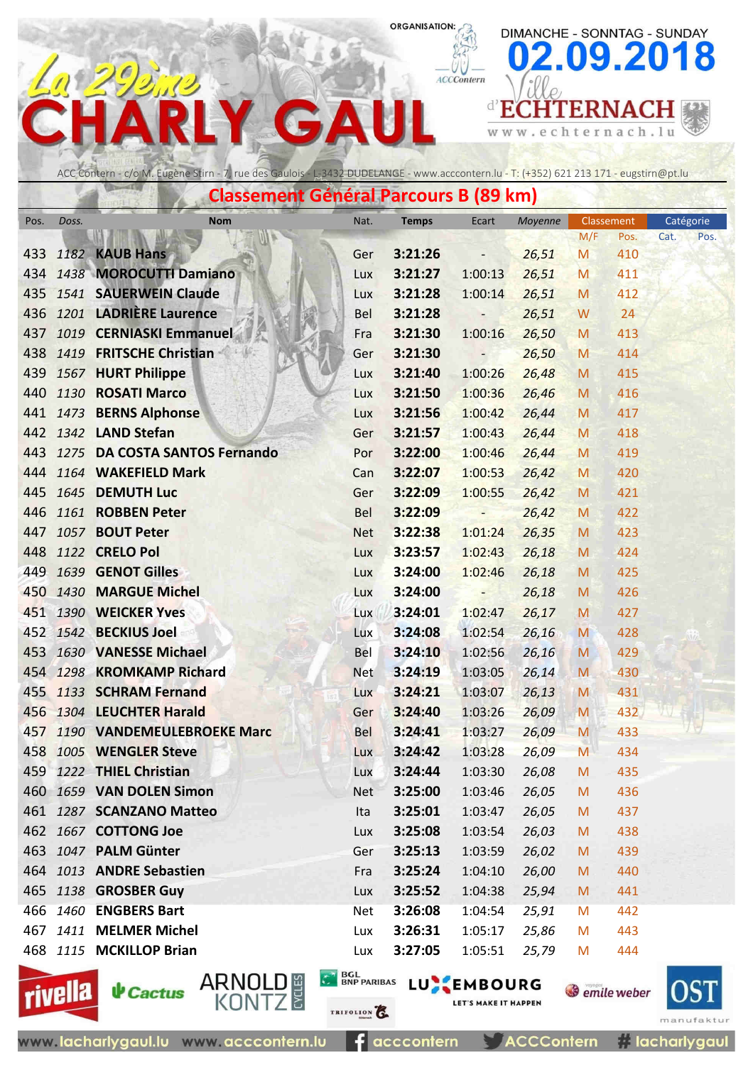La 29ème CHARLY GAUL

ORGANISATION: ACCContern

DIMANCHE - SONNTAG - SUNDAY 02.09.2018

Ville d'ECHTERNACH www.echternach.lu

ACC Contern - c/o M. Eugène Stirn - 7, rue des Gaulois - L-3432 DUDELANGE - www.acccontern.lu - T: (+352) 621 213 171 - eugstirn@pt.lu

## Classement Général Parcours B (89 km)

| Pos. | Doss. | Nom | Nat. | Temps | Ecart | Moyenne | Classement M/F | Classement Pos. | Catégorie Cat. | Catégorie Pos. |
|---|---|---|---|---|---|---|---|---|---|---|
| 433 | 1182 | KAUB Hans | Ger | 3:21:26 | - | 26,51 | M | 410 | | |
| 434 | 1438 | MOROCUTTI Damiano | Lux | 3:21:27 | 1:00:13 | 26,51 | M | 411 | | |
| 435 | 1541 | SAUERWEIN Claude | Lux | 3:21:28 | 1:00:14 | 26,51 | M | 412 | | |
| 436 | 1201 | LADRIÈRE Laurence | Bel | 3:21:28 | - | 26,51 | W | 24 | | |
| 437 | 1019 | CERNIASKI Emmanuel | Fra | 3:21:30 | 1:00:16 | 26,50 | M | 413 | | |
| 438 | 1419 | FRITSCHE Christian | Ger | 3:21:30 | - | 26,50 | M | 414 | | |
| 439 | 1567 | HURT Philippe | Lux | 3:21:40 | 1:00:26 | 26,48 | M | 415 | | |
| 440 | 1130 | ROSATI Marco | Lux | 3:21:50 | 1:00:36 | 26,46 | M | 416 | | |
| 441 | 1473 | BERNS Alphonse | Lux | 3:21:56 | 1:00:42 | 26,44 | M | 417 | | |
| 442 | 1342 | LAND Stefan | Ger | 3:21:57 | 1:00:43 | 26,44 | M | 418 | | |
| 443 | 1275 | DA COSTA SANTOS Fernando | Por | 3:22:00 | 1:00:46 | 26,44 | M | 419 | | |
| 444 | 1164 | WAKEFIELD Mark | Can | 3:22:07 | 1:00:53 | 26,42 | M | 420 | | |
| 445 | 1645 | DEMUTH Luc | Ger | 3:22:09 | 1:00:55 | 26,42 | M | 421 | | |
| 446 | 1161 | ROBBEN Peter | Bel | 3:22:09 | - | 26,42 | M | 422 | | |
| 447 | 1057 | BOUT Peter | Net | 3:22:38 | 1:01:24 | 26,35 | M | 423 | | |
| 448 | 1122 | CRELO Pol | Lux | 3:23:57 | 1:02:43 | 26,18 | M | 424 | | |
| 449 | 1639 | GENOT Gilles | Lux | 3:24:00 | 1:02:46 | 26,18 | M | 425 | | |
| 450 | 1430 | MARGUE Michel | Lux | 3:24:00 | - | 26,18 | M | 426 | | |
| 451 | 1390 | WEICKER Yves | Lux | 3:24:01 | 1:02:47 | 26,17 | M | 427 | | |
| 452 | 1542 | BECKIUS Joel | Lux | 3:24:08 | 1:02:54 | 26,16 | M | 428 | | |
| 453 | 1630 | VANESSE Michael | Bel | 3:24:10 | 1:02:56 | 26,16 | M | 429 | | |
| 454 | 1298 | KROMKAMP Richard | Net | 3:24:19 | 1:03:05 | 26,14 | M | 430 | | |
| 455 | 1133 | SCHRAM Fernand | Lux | 3:24:21 | 1:03:07 | 26,13 | M | 431 | | |
| 456 | 1304 | LEUCHTER Harald | Ger | 3:24:40 | 1:03:26 | 26,09 | M | 432 | | |
| 457 | 1190 | VANDEMEULEBROEKE Marc | Bel | 3:24:41 | 1:03:27 | 26,09 | M | 433 | | |
| 458 | 1005 | WENGLER Steve | Lux | 3:24:42 | 1:03:28 | 26,09 | M | 434 | | |
| 459 | 1222 | THIEL Christian | Lux | 3:24:44 | 1:03:30 | 26,08 | M | 435 | | |
| 460 | 1659 | VAN DOLEN Simon | Net | 3:25:00 | 1:03:46 | 26,05 | M | 436 | | |
| 461 | 1287 | SCANZANO Matteo | Ita | 3:25:01 | 1:03:47 | 26,05 | M | 437 | | |
| 462 | 1667 | COTTONG Joe | Lux | 3:25:08 | 1:03:54 | 26,03 | M | 438 | | |
| 463 | 1047 | PALM Günter | Ger | 3:25:13 | 1:03:59 | 26,02 | M | 439 | | |
| 464 | 1013 | ANDRE Sebastien | Fra | 3:25:24 | 1:04:10 | 26,00 | M | 440 | | |
| 465 | 1138 | GROSBER Guy | Lux | 3:25:52 | 1:04:38 | 25,94 | M | 441 | | |
| 466 | 1460 | ENGBERS Bart | Net | 3:26:08 | 1:04:54 | 25,91 | M | 442 | | |
| 467 | 1411 | MELMER Michel | Lux | 3:26:31 | 1:05:17 | 25,86 | M | 443 | | |
| 468 | 1115 | MCKILLOP Brian | Lux | 3:27:05 | 1:05:51 | 25,79 | M | 444 | | |

rivella · Cactus · ARNOLD KONTZ CYCLES · BGL BNP PARIBAS · TRIFOLION · LUXEMBOURG LET'S MAKE IT HAPPEN · emile weber · OST manufaktur

www.lacharlygaul.lu www.acccontern.lu acccontern ACCContern #lacharlygaul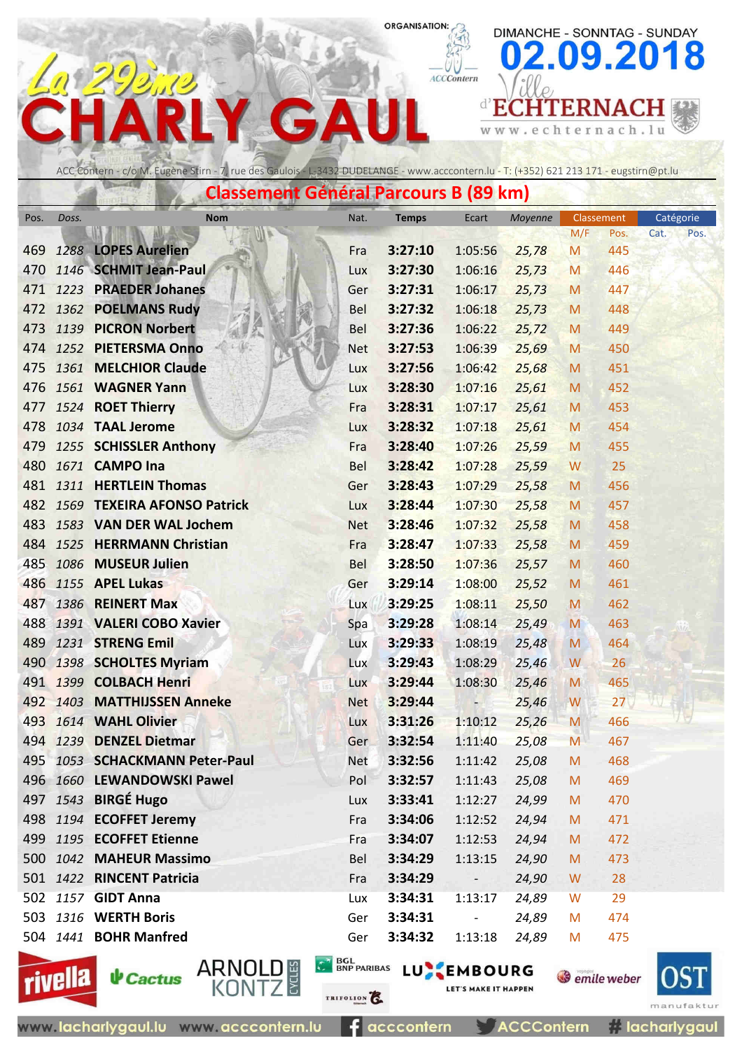# La 29ème CHARLY GAUL

ORGANISATION: ACCContern

DIMANCHE - SONNTAG - SUNDAY **02.09.2018**

Ville d'ECHTERNACH www.echternach.lu

ACC Contern - c/o M. Eugène Stirn - 7, rue des Gaulois - L-3432 DUDELANGE - www.acccontern.lu - T: (+352) 621 213 171 - eugstirn@pt.lu

## Classement Général Parcours B (89 km)

| Pos. | Doss. | Nom | Nat. | Temps | Ecart | Moyenne | Classement M/F | Classement Pos. | Catégorie Cat. | Catégorie Pos. |
|---|---|---|---|---|---|---|---|---|---|---|
| 469 | 1288 | LOPES Aurelien | Fra | 3:27:10 | 1:05:56 | 25,78 | M | 445 | | |
| 470 | 1146 | SCHMIT Jean-Paul | Lux | 3:27:30 | 1:06:16 | 25,73 | M | 446 | | |
| 471 | 1223 | PRAEDER Johanes | Ger | 3:27:31 | 1:06:17 | 25,73 | M | 447 | | |
| 472 | 1362 | POELMANS Rudy | Bel | 3:27:32 | 1:06:18 | 25,73 | M | 448 | | |
| 473 | 1139 | PICRON Norbert | Bel | 3:27:36 | 1:06:22 | 25,72 | M | 449 | | |
| 474 | 1252 | PIETERSMA Onno | Net | 3:27:53 | 1:06:39 | 25,69 | M | 450 | | |
| 475 | 1361 | MELCHIOR Claude | Lux | 3:27:56 | 1:06:42 | 25,68 | M | 451 | | |
| 476 | 1561 | WAGNER Yann | Lux | 3:28:30 | 1:07:16 | 25,61 | M | 452 | | |
| 477 | 1524 | ROET Thierry | Fra | 3:28:31 | 1:07:17 | 25,61 | M | 453 | | |
| 478 | 1034 | TAAL Jerome | Lux | 3:28:32 | 1:07:18 | 25,61 | M | 454 | | |
| 479 | 1255 | SCHISSLER Anthony | Fra | 3:28:40 | 1:07:26 | 25,59 | M | 455 | | |
| 480 | 1671 | CAMPO Ina | Bel | 3:28:42 | 1:07:28 | 25,59 | W | 25 | | |
| 481 | 1311 | HERTLEIN Thomas | Ger | 3:28:43 | 1:07:29 | 25,58 | M | 456 | | |
| 482 | 1569 | TEXEIRA AFONSO Patrick | Lux | 3:28:44 | 1:07:30 | 25,58 | M | 457 | | |
| 483 | 1583 | VAN DER WAL Jochem | Net | 3:28:46 | 1:07:32 | 25,58 | M | 458 | | |
| 484 | 1525 | HERRMANN Christian | Fra | 3:28:47 | 1:07:33 | 25,58 | M | 459 | | |
| 485 | 1086 | MUSEUR Julien | Bel | 3:28:50 | 1:07:36 | 25,57 | M | 460 | | |
| 486 | 1155 | APEL Lukas | Ger | 3:29:14 | 1:08:00 | 25,52 | M | 461 | | |
| 487 | 1386 | REINERT Max | Lux | 3:29:25 | 1:08:11 | 25,50 | M | 462 | | |
| 488 | 1391 | VALERI COBO Xavier | Spa | 3:29:28 | 1:08:14 | 25,49 | M | 463 | | |
| 489 | 1231 | STRENG Emil | Lux | 3:29:33 | 1:08:19 | 25,48 | M | 464 | | |
| 490 | 1398 | SCHOLTES Myriam | Lux | 3:29:43 | 1:08:29 | 25,46 | W | 26 | | |
| 491 | 1399 | COLBACH Henri | Lux | 3:29:44 | 1:08:30 | 25,46 | M | 465 | | |
| 492 | 1403 | MATTHIJSSEN Anneke | Net | 3:29:44 | - | 25,46 | W | 27 | | |
| 493 | 1614 | WAHL Olivier | Lux | 3:31:26 | 1:10:12 | 25,26 | M | 466 | | |
| 494 | 1239 | DENZEL Dietmar | Ger | 3:32:54 | 1:11:40 | 25,08 | M | 467 | | |
| 495 | 1053 | SCHACKMANN Peter-Paul | Net | 3:32:56 | 1:11:42 | 25,08 | M | 468 | | |
| 496 | 1660 | LEWANDOWSKI Pawel | Pol | 3:32:57 | 1:11:43 | 25,08 | M | 469 | | |
| 497 | 1543 | BIRGÉ Hugo | Lux | 3:33:41 | 1:12:27 | 24,99 | M | 470 | | |
| 498 | 1194 | ECOFFET Jeremy | Fra | 3:34:06 | 1:12:52 | 24,94 | M | 471 | | |
| 499 | 1195 | ECOFFET Etienne | Fra | 3:34:07 | 1:12:53 | 24,94 | M | 472 | | |
| 500 | 1042 | MAHEUR Massimo | Bel | 3:34:29 | 1:13:15 | 24,90 | M | 473 | | |
| 501 | 1422 | RINCENT Patricia | Fra | 3:34:29 | - | 24,90 | W | 28 | | |
| 502 | 1157 | GIDT Anna | Lux | 3:34:31 | 1:13:17 | 24,89 | W | 29 | | |
| 503 | 1316 | WERTH Boris | Ger | 3:34:31 | - | 24,89 | M | 474 | | |
| 504 | 1441 | BOHR Manfred | Ger | 3:34:32 | 1:13:18 | 24,89 | M | 475 | | |

rivella · Cactus · ARNOLD KONTZ CYCLES · BGL BNP PARIBAS · TRIFOLION · LUXEMBOURG LET'S MAKE IT HAPPEN · emile weber · OST manufaktur

www.lacharlygaul.lu www.acccontern.lu acccontern ACCContern # lacharlygaul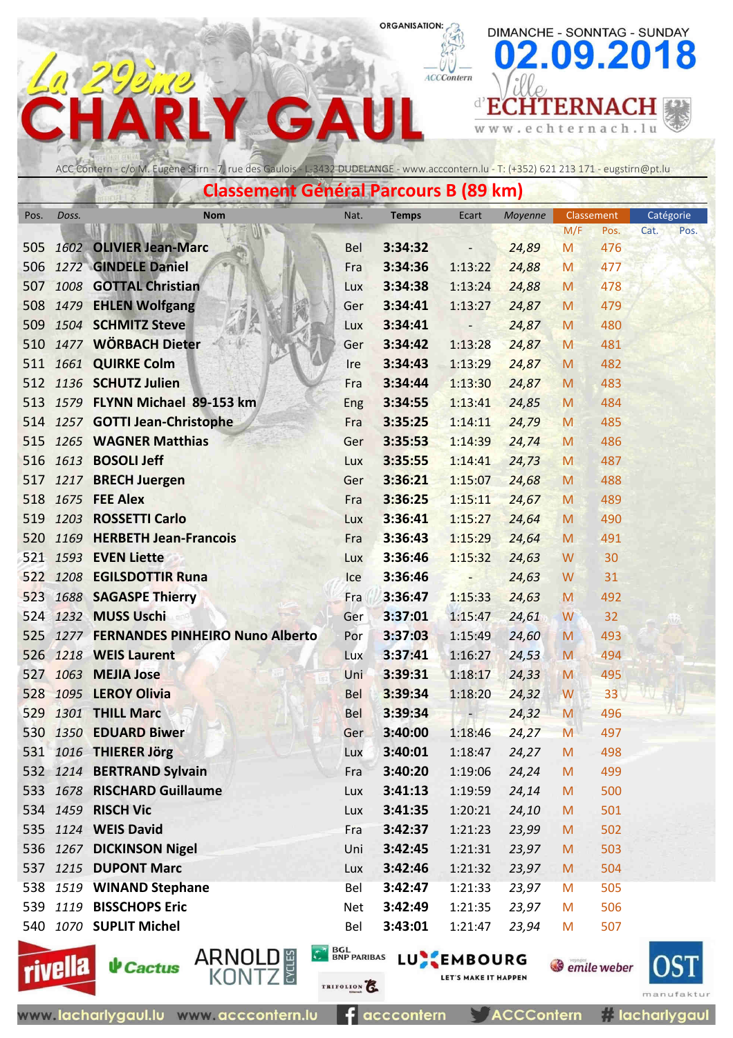# La 29ème CHARLY GAUL

ORGANISATION: ACCContern

DIMANCHE - SONNTAG - SUNDAY **02.09.2018**

Ville d'ECHTERNACH www.echternach.lu

ACC Contern - c/o M. Eugène Stirn - 7, rue des Gaulois - L-3432 DUDELANGE - www.acccontern.lu - T: (+352) 621 213 171 - eugstirn@pt.lu

## Classement Général Parcours B (89 km)

| Pos. | Doss. | Nom | Nat. | Temps | Ecart | Moyenne | Classement | | Catégorie | |
|---|---|---|---|---|---|---|---|---|---|---|
| | | | | | | | M/F | Pos. | Cat. | Pos. |
| 505 | 1602 | OLIVIER Jean-Marc | Bel | 3:34:32 | - | 24,89 | M | 476 | | |
| 506 | 1272 | GINDELE Daniel | Fra | 3:34:36 | 1:13:22 | 24,88 | M | 477 | | |
| 507 | 1008 | GOTTAL Christian | Lux | 3:34:38 | 1:13:24 | 24,88 | M | 478 | | |
| 508 | 1479 | EHLEN Wolfgang | Ger | 3:34:41 | 1:13:27 | 24,87 | M | 479 | | |
| 509 | 1504 | SCHMITZ Steve | Lux | 3:34:41 | - | 24,87 | M | 480 | | |
| 510 | 1477 | WÖRBACH Dieter | Ger | 3:34:42 | 1:13:28 | 24,87 | M | 481 | | |
| 511 | 1661 | QUIRKE Colm | Ire | 3:34:43 | 1:13:29 | 24,87 | M | 482 | | |
| 512 | 1136 | SCHUTZ Julien | Fra | 3:34:44 | 1:13:30 | 24,87 | M | 483 | | |
| 513 | 1579 | FLYNN Michael 89-153 km | Eng | 3:34:55 | 1:13:41 | 24,85 | M | 484 | | |
| 514 | 1257 | GOTTI Jean-Christophe | Fra | 3:35:25 | 1:14:11 | 24,79 | M | 485 | | |
| 515 | 1265 | WAGNER Matthias | Ger | 3:35:53 | 1:14:39 | 24,74 | M | 486 | | |
| 516 | 1613 | BOSOLI Jeff | Lux | 3:35:55 | 1:14:41 | 24,73 | M | 487 | | |
| 517 | 1217 | BRECH Juergen | Ger | 3:36:21 | 1:15:07 | 24,68 | M | 488 | | |
| 518 | 1675 | FEE Alex | Fra | 3:36:25 | 1:15:11 | 24,67 | M | 489 | | |
| 519 | 1203 | ROSSETTI Carlo | Lux | 3:36:41 | 1:15:27 | 24,64 | M | 490 | | |
| 520 | 1169 | HERBETH Jean-Francois | Fra | 3:36:43 | 1:15:29 | 24,64 | M | 491 | | |
| 521 | 1593 | EVEN Liette | Lux | 3:36:46 | 1:15:32 | 24,63 | W | 30 | | |
| 522 | 1208 | EGILSDOTTIR Runa | Ice | 3:36:46 | - | 24,63 | W | 31 | | |
| 523 | 1688 | SAGASPE Thierry | Fra | 3:36:47 | 1:15:33 | 24,63 | M | 492 | | |
| 524 | 1232 | MUSS Uschi | Ger | 3:37:01 | 1:15:47 | 24,61 | W | 32 | | |
| 525 | 1277 | FERNANDES PINHEIRO Nuno Alberto | Por | 3:37:03 | 1:15:49 | 24,60 | M | 493 | | |
| 526 | 1218 | WEIS Laurent | Lux | 3:37:41 | 1:16:27 | 24,53 | M | 494 | | |
| 527 | 1063 | MEJIA Jose | Uni | 3:39:31 | 1:18:17 | 24,33 | M | 495 | | |
| 528 | 1095 | LEROY Olivia | Bel | 3:39:34 | 1:18:20 | 24,32 | W | 33 | | |
| 529 | 1301 | THILL Marc | Bel | 3:39:34 | - | 24,32 | M | 496 | | |
| 530 | 1350 | EDUARD Biwer | Ger | 3:40:00 | 1:18:46 | 24,27 | M | 497 | | |
| 531 | 1016 | THIERER Jörg | Lux | 3:40:01 | 1:18:47 | 24,27 | M | 498 | | |
| 532 | 1214 | BERTRAND Sylvain | Fra | 3:40:20 | 1:19:06 | 24,24 | M | 499 | | |
| 533 | 1678 | RISCHARD Guillaume | Lux | 3:41:13 | 1:19:59 | 24,14 | M | 500 | | |
| 534 | 1459 | RISCH Vic | Lux | 3:41:35 | 1:20:21 | 24,10 | M | 501 | | |
| 535 | 1124 | WEIS David | Fra | 3:42:37 | 1:21:23 | 23,99 | M | 502 | | |
| 536 | 1267 | DICKINSON Nigel | Uni | 3:42:45 | 1:21:31 | 23,97 | M | 503 | | |
| 537 | 1215 | DUPONT Marc | Lux | 3:42:46 | 1:21:32 | 23,97 | M | 504 | | |
| 538 | 1519 | WINAND Stephane | Bel | 3:42:47 | 1:21:33 | 23,97 | M | 505 | | |
| 539 | 1119 | BISSCHOPS Eric | Net | 3:42:49 | 1:21:35 | 23,97 | M | 506 | | |
| 540 | 1070 | SUPLIT Michel | Bel | 3:43:01 | 1:21:47 | 23,94 | M | 507 | | |

www.lacharlygaul.lu www.acccontern.lu acccontern ACCContern # lacharlygaul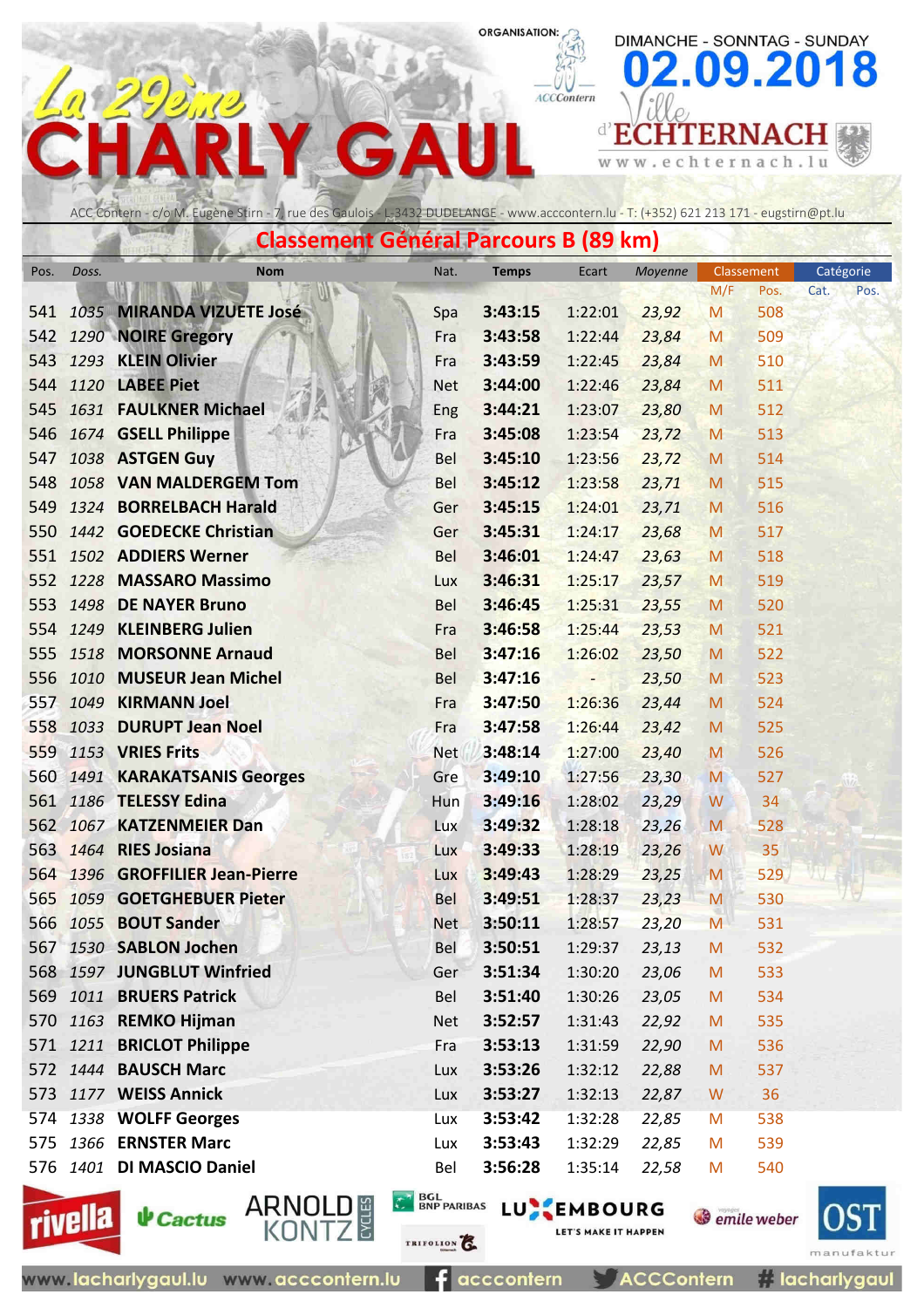# La 29ème CHARLY GAUL

ORGANISATION: ACCContern

DIMANCHE - SONNTAG - SUNDAY **02.09.2018**

Ville d'ECHTERNACH www.echternach.lu

ACC Contern - c/o M. Eugène Stirn - 7, rue des Gaulois - L-3432 DUDELANGE - www.acccontern.lu - T: (+352) 621 213 171 - eugstirn@pt.lu

## Classement Général Parcours B (89 km)

| Pos. | Doss. | Nom | Nat. | Temps | Ecart | Moyenne | Classement M/F | Classement Pos. | Catégorie Cat. | Catégorie Pos. |
|---|---|---|---|---|---|---|---|---|---|---|
| 541 | 1035 | **MIRANDA VIZUETE José** | Spa | **3:43:15** | 1:22:01 | 23,92 | M | 508 | | |
| 542 | 1290 | **NOIRE Gregory** | Fra | **3:43:58** | 1:22:44 | 23,84 | M | 509 | | |
| 543 | 1293 | **KLEIN Olivier** | Fra | **3:43:59** | 1:22:45 | 23,84 | M | 510 | | |
| 544 | 1120 | **LABEE Piet** | Net | **3:44:00** | 1:22:46 | 23,84 | M | 511 | | |
| 545 | 1631 | **FAULKNER Michael** | Eng | **3:44:21** | 1:23:07 | 23,80 | M | 512 | | |
| 546 | 1674 | **GSELL Philippe** | Fra | **3:45:08** | 1:23:54 | 23,72 | M | 513 | | |
| 547 | 1038 | **ASTGEN Guy** | Bel | **3:45:10** | 1:23:56 | 23,72 | M | 514 | | |
| 548 | 1058 | **VAN MALDERGEM Tom** | Bel | **3:45:12** | 1:23:58 | 23,71 | M | 515 | | |
| 549 | 1324 | **BORRELBACH Harald** | Ger | **3:45:15** | 1:24:01 | 23,71 | M | 516 | | |
| 550 | 1442 | **GOEDECKE Christian** | Ger | **3:45:31** | 1:24:17 | 23,68 | M | 517 | | |
| 551 | 1502 | **ADDIERS Werner** | Bel | **3:46:01** | 1:24:47 | 23,63 | M | 518 | | |
| 552 | 1228 | **MASSARO Massimo** | Lux | **3:46:31** | 1:25:17 | 23,57 | M | 519 | | |
| 553 | 1498 | **DE NAYER Bruno** | Bel | **3:46:45** | 1:25:31 | 23,55 | M | 520 | | |
| 554 | 1249 | **KLEINBERG Julien** | Fra | **3:46:58** | 1:25:44 | 23,53 | M | 521 | | |
| 555 | 1518 | **MORSONNE Arnaud** | Bel | **3:47:16** | 1:26:02 | 23,50 | M | 522 | | |
| 556 | 1010 | **MUSEUR Jean Michel** | Bel | **3:47:16** | - | 23,50 | M | 523 | | |
| 557 | 1049 | **KIRMANN Joel** | Fra | **3:47:50** | 1:26:36 | 23,44 | M | 524 | | |
| 558 | 1033 | **DURUPT Jean Noel** | Fra | **3:47:58** | 1:26:44 | 23,42 | M | 525 | | |
| 559 | 1153 | **VRIES Frits** | Net | **3:48:14** | 1:27:00 | 23,40 | M | 526 | | |
| 560 | 1491 | **KARAKATSANIS Georges** | Gre | **3:49:10** | 1:27:56 | 23,30 | M | 527 | | |
| 561 | 1186 | **TELESSY Edina** | Hun | **3:49:16** | 1:28:02 | 23,29 | W | 34 | | |
| 562 | 1067 | **KATZENMEIER Dan** | Lux | **3:49:32** | 1:28:18 | 23,26 | M | 528 | | |
| 563 | 1464 | **RIES Josiana** | Lux | **3:49:33** | 1:28:19 | 23,26 | W | 35 | | |
| 564 | 1396 | **GROFFILIER Jean-Pierre** | Lux | **3:49:43** | 1:28:29 | 23,25 | M | 529 | | |
| 565 | 1059 | **GOETGHEBUER Pieter** | Bel | **3:49:51** | 1:28:37 | 23,23 | M | 530 | | |
| 566 | 1055 | **BOUT Sander** | Net | **3:50:11** | 1:28:57 | 23,20 | M | 531 | | |
| 567 | 1530 | **SABLON Jochen** | Bel | **3:50:51** | 1:29:37 | 23,13 | M | 532 | | |
| 568 | 1597 | **JUNGBLUT Winfried** | Ger | **3:51:34** | 1:30:20 | 23,06 | M | 533 | | |
| 569 | 1011 | **BRUERS Patrick** | Bel | **3:51:40** | 1:30:26 | 23,05 | M | 534 | | |
| 570 | 1163 | **REMKO Hijman** | Net | **3:52:57** | 1:31:43 | 22,92 | M | 535 | | |
| 571 | 1211 | **BRICLOT Philippe** | Fra | **3:53:13** | 1:31:59 | 22,90 | M | 536 | | |
| 572 | 1444 | **BAUSCH Marc** | Lux | **3:53:26** | 1:32:12 | 22,88 | M | 537 | | |
| 573 | 1177 | **WEISS Annick** | Lux | **3:53:27** | 1:32:13 | 22,87 | W | 36 | | |
| 574 | 1338 | **WOLFF Georges** | Lux | **3:53:42** | 1:32:28 | 22,85 | M | 538 | | |
| 575 | 1366 | **ERNSTER Marc** | Lux | **3:53:43** | 1:32:29 | 22,85 | M | 539 | | |
| 576 | 1401 | **DI MASCIO Daniel** | Bel | **3:56:28** | 1:35:14 | 22,58 | M | 540 | | |

rivella · Cactus · ARNOLD KONTZ CYCLES · BGL BNP PARIBAS · TRIFOLION · LUXEMBOURG LET'S MAKE IT HAPPEN · emile weber · OST manufaktur

www.lacharlygaul.lu www.acccontern.lu acccontern ACCContern #lacharlygaul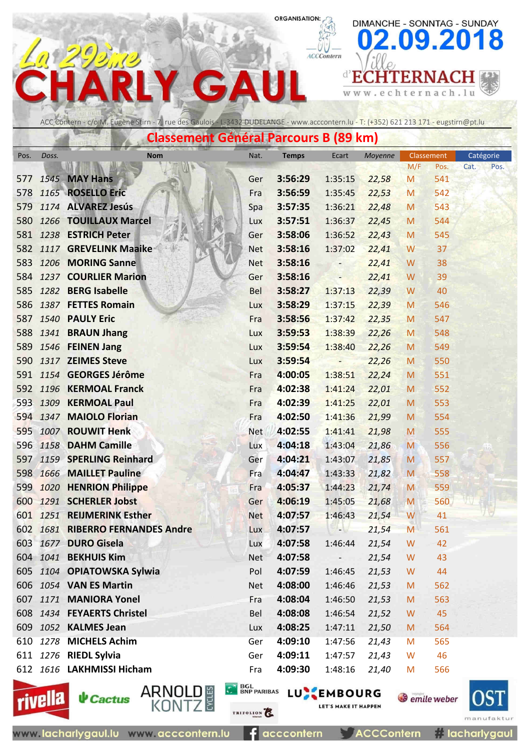# La 29ème CHARLY GAUL

ORGANISATION: ACCContern

DIMANCHE - SONNTAG - SUNDAY **02.09.2018**

Ville d'ECHTERNACH www.echternach.lu

ACC Contern - c/o M. Eugène Stirn - 7, rue des Gaulois - L-3432 DUDELANGE - www.acccontern.lu - T: (+352) 621 213 171 - eugstirn@pt.lu

## Classement Général Parcours B (89 km)

| Pos. | Doss. | Nom | Nat. | Temps | Ecart | Moyenne | Classement M/F | Classement Pos. | Catégorie Cat. | Catégorie Pos. |
|---|---|---|---|---|---|---|---|---|---|---|
| 577 | 1545 | MAY Hans | Ger | 3:56:29 | 1:35:15 | 22,58 | M | 541 | | |
| 578 | 1165 | ROSELLO Eric | Fra | 3:56:59 | 1:35:45 | 22,53 | M | 542 | | |
| 579 | 1174 | ALVAREZ Jesús | Spa | 3:57:35 | 1:36:21 | 22,48 | M | 543 | | |
| 580 | 1266 | TOUILLAUX Marcel | Lux | 3:57:51 | 1:36:37 | 22,45 | M | 544 | | |
| 581 | 1238 | ESTRICH Peter | Ger | 3:58:06 | 1:36:52 | 22,43 | M | 545 | | |
| 582 | 1117 | GREVELINK Maaike | Net | 3:58:16 | 1:37:02 | 22,41 | W | 37 | | |
| 583 | 1206 | MORING Sanne | Net | 3:58:16 | - | 22,41 | W | 38 | | |
| 584 | 1237 | COURLIER Marion | Ger | 3:58:16 | - | 22,41 | W | 39 | | |
| 585 | 1282 | BERG Isabelle | Bel | 3:58:27 | 1:37:13 | 22,39 | W | 40 | | |
| 586 | 1387 | FETTES Romain | Lux | 3:58:29 | 1:37:15 | 22,39 | M | 546 | | |
| 587 | 1540 | PAULY Eric | Fra | 3:58:56 | 1:37:42 | 22,35 | M | 547 | | |
| 588 | 1341 | BRAUN Jhang | Lux | 3:59:53 | 1:38:39 | 22,26 | M | 548 | | |
| 589 | 1546 | FEINEN Jang | Lux | 3:59:54 | 1:38:40 | 22,26 | M | 549 | | |
| 590 | 1317 | ZEIMES Steve | Lux | 3:59:54 | - | 22,26 | M | 550 | | |
| 591 | 1154 | GEORGES Jérôme | Fra | 4:00:05 | 1:38:51 | 22,24 | M | 551 | | |
| 592 | 1196 | KERMOAL Franck | Fra | 4:02:38 | 1:41:24 | 22,01 | M | 552 | | |
| 593 | 1309 | KERMOAL Paul | Fra | 4:02:39 | 1:41:25 | 22,01 | M | 553 | | |
| 594 | 1347 | MAIOLO Florian | Fra | 4:02:50 | 1:41:36 | 21,99 | M | 554 | | |
| 595 | 1007 | ROUWIT Henk | Net | 4:02:55 | 1:41:41 | 21,98 | M | 555 | | |
| 596 | 1158 | DAHM Camille | Lux | 4:04:18 | 1:43:04 | 21,86 | M | 556 | | |
| 597 | 1159 | SPERLING Reinhard | Ger | 4:04:21 | 1:43:07 | 21,85 | M | 557 | | |
| 598 | 1666 | MAILLET Pauline | Fra | 4:04:47 | 1:43:33 | 21,82 | M | 558 | | |
| 599 | 1020 | HENRION Philippe | Fra | 4:05:37 | 1:44:23 | 21,74 | M | 559 | | |
| 600 | 1291 | SCHERLER Jobst | Ger | 4:06:19 | 1:45:05 | 21,68 | M | 560 | | |
| 601 | 1251 | REIJMERINK Esther | Net | 4:07:57 | 1:46:43 | 21,54 | W | 41 | | |
| 602 | 1681 | RIBERRO FERNANDES Andre | Lux | 4:07:57 | - | 21,54 | M | 561 | | |
| 603 | 1677 | DURO Gisela | Lux | 4:07:58 | 1:46:44 | 21,54 | W | 42 | | |
| 604 | 1041 | BEKHUIS Kim | Net | 4:07:58 | - | 21,54 | W | 43 | | |
| 605 | 1104 | OPIATOWSKA Sylwia | Pol | 4:07:59 | 1:46:45 | 21,53 | W | 44 | | |
| 606 | 1054 | VAN ES Martin | Net | 4:08:00 | 1:46:46 | 21,53 | M | 562 | | |
| 607 | 1171 | MANIORA Yonel | Fra | 4:08:04 | 1:46:50 | 21,53 | M | 563 | | |
| 608 | 1434 | FEYAERTS Christel | Bel | 4:08:08 | 1:46:54 | 21,52 | W | 45 | | |
| 609 | 1052 | KALMES Jean | Lux | 4:08:25 | 1:47:11 | 21,50 | M | 564 | | |
| 610 | 1278 | MICHELS Achim | Ger | 4:09:10 | 1:47:56 | 21,43 | M | 565 | | |
| 611 | 1276 | RIEDL Sylvia | Ger | 4:09:11 | 1:47:57 | 21,43 | W | 46 | | |
| 612 | 1616 | LAKHMISSI Hicham | Fra | 4:09:30 | 1:48:16 | 21,40 | M | 566 | | |

rivella · Cactus · ARNOLD KONTZ CYCLES · BGL BNP PARIBAS · TRIFOLION · LUXEMBOURG LET'S MAKE IT HAPPEN · emile weber · OST manufaktur

www.lacharlygaul.lu www.acccontern.lu acccontern ACCContern # lacharlygaul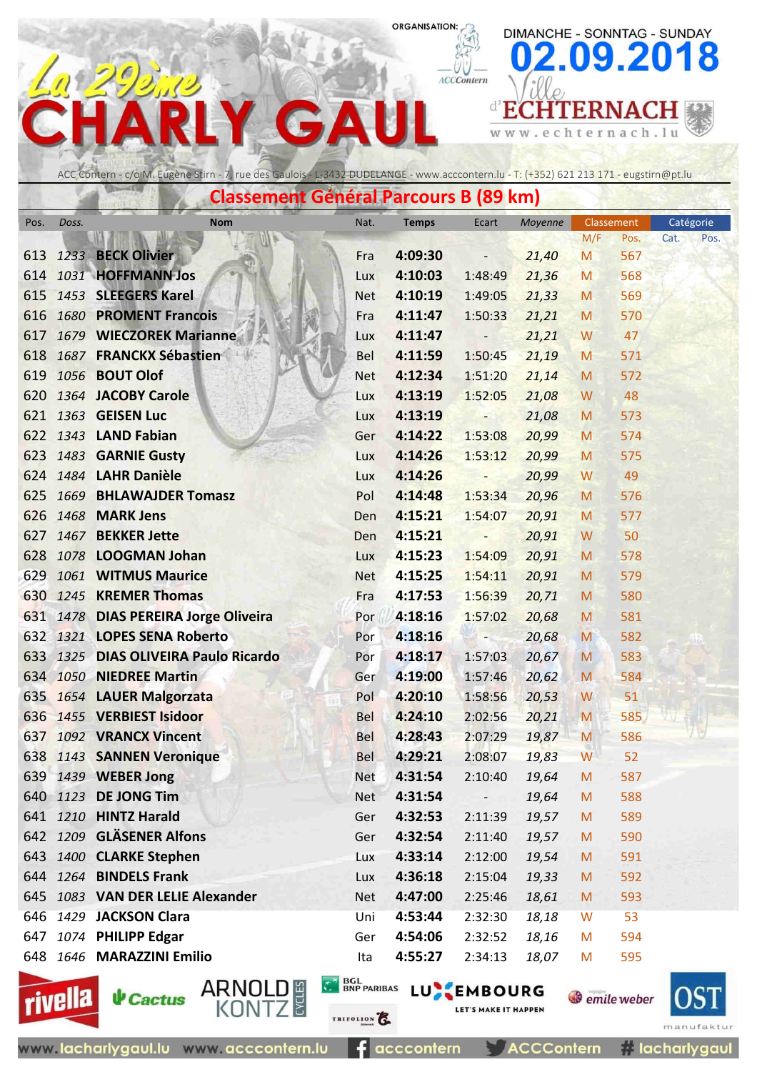# La 29ème CHARLY GAUL

ORGANISATION: ACCContern

DIMANCHE - SONNTAG - SUNDAY **02.09.2018**

Ville d'ECHTERNACH
www.echternach.lu

ACC Contern - c/o M. Eugène Stirn - 7, rue des Gaulois - L-3432 DUDELANGE - www.acccontern.lu - T: (+352) 621 213 171 - eugstirn@pt.lu

## Classement Général Parcours B (89 km)

| Pos. | Doss. | Nom | Nat. | Temps | Ecart | Moyenne | Classement M/F | Classement Pos. | Catégorie Cat. | Catégorie Pos. |
|---|---|---|---|---|---|---|---|---|---|---|
| 613 | 1233 | BECK Olivier | Fra | 4:09:30 | - | 21,40 | M | 567 | | |
| 614 | 1031 | HOFFMANN Jos | Lux | 4:10:03 | 1:48:49 | 21,36 | M | 568 | | |
| 615 | 1453 | SLEEGERS Karel | Net | 4:10:19 | 1:49:05 | 21,33 | M | 569 | | |
| 616 | 1680 | PROMENT Francois | Fra | 4:11:47 | 1:50:33 | 21,21 | M | 570 | | |
| 617 | 1679 | WIECZOREK Marianne | Lux | 4:11:47 | - | 21,21 | W | 47 | | |
| 618 | 1687 | FRANCKX Sébastien | Bel | 4:11:59 | 1:50:45 | 21,19 | M | 571 | | |
| 619 | 1056 | BOUT Olof | Net | 4:12:34 | 1:51:20 | 21,14 | M | 572 | | |
| 620 | 1364 | JACOBY Carole | Lux | 4:13:19 | 1:52:05 | 21,08 | W | 48 | | |
| 621 | 1363 | GEISEN Luc | Lux | 4:13:19 | - | 21,08 | M | 573 | | |
| 622 | 1343 | LAND Fabian | Ger | 4:14:22 | 1:53:08 | 20,99 | M | 574 | | |
| 623 | 1483 | GARNIE Gusty | Lux | 4:14:26 | 1:53:12 | 20,99 | M | 575 | | |
| 624 | 1484 | LAHR Danièle | Lux | 4:14:26 | - | 20,99 | W | 49 | | |
| 625 | 1669 | BHLAWAJDER Tomasz | Pol | 4:14:48 | 1:53:34 | 20,96 | M | 576 | | |
| 626 | 1468 | MARK Jens | Den | 4:15:21 | 1:54:07 | 20,91 | M | 577 | | |
| 627 | 1467 | BEKKER Jette | Den | 4:15:21 | - | 20,91 | W | 50 | | |
| 628 | 1078 | LOOGMAN Johan | Lux | 4:15:23 | 1:54:09 | 20,91 | M | 578 | | |
| 629 | 1061 | WITMUS Maurice | Net | 4:15:25 | 1:54:11 | 20,91 | M | 579 | | |
| 630 | 1245 | KREMER Thomas | Fra | 4:17:53 | 1:56:39 | 20,71 | M | 580 | | |
| 631 | 1478 | DIAS PEREIRA Jorge Oliveira | Por | 4:18:16 | 1:57:02 | 20,68 | M | 581 | | |
| 632 | 1321 | LOPES SENA Roberto | Por | 4:18:16 | - | 20,68 | M | 582 | | |
| 633 | 1325 | DIAS OLIVEIRA Paulo Ricardo | Por | 4:18:17 | 1:57:03 | 20,67 | M | 583 | | |
| 634 | 1050 | NIEDREE Martin | Ger | 4:19:00 | 1:57:46 | 20,62 | M | 584 | | |
| 635 | 1654 | LAUER Malgorzata | Pol | 4:20:10 | 1:58:56 | 20,53 | W | 51 | | |
| 636 | 1455 | VERBIEST Isidoor | Bel | 4:24:10 | 2:02:56 | 20,21 | M | 585 | | |
| 637 | 1092 | VRANCX Vincent | Bel | 4:28:43 | 2:07:29 | 19,87 | M | 586 | | |
| 638 | 1143 | SANNEN Veronique | Bel | 4:29:21 | 2:08:07 | 19,83 | W | 52 | | |
| 639 | 1439 | WEBER Jong | Net | 4:31:54 | 2:10:40 | 19,64 | M | 587 | | |
| 640 | 1123 | DE JONG Tim | Net | 4:31:54 | - | 19,64 | M | 588 | | |
| 641 | 1210 | HINTZ Harald | Ger | 4:32:53 | 2:11:39 | 19,57 | M | 589 | | |
| 642 | 1209 | GLÄSENER Alfons | Ger | 4:32:54 | 2:11:40 | 19,57 | M | 590 | | |
| 643 | 1400 | CLARKE Stephen | Lux | 4:33:14 | 2:12:00 | 19,54 | M | 591 | | |
| 644 | 1264 | BINDELS Frank | Lux | 4:36:18 | 2:15:04 | 19,33 | M | 592 | | |
| 645 | 1083 | VAN DER LELIE Alexander | Net | 4:47:00 | 2:25:46 | 18,61 | M | 593 | | |
| 646 | 1429 | JACKSON Clara | Uni | 4:53:44 | 2:32:30 | 18,18 | W | 53 | | |
| 647 | 1074 | PHILIPP Edgar | Ger | 4:54:06 | 2:32:52 | 18,16 | M | 594 | | |
| 648 | 1646 | MARAZZINI Emilio | Ita | 4:55:27 | 2:34:13 | 18,07 | M | 595 | | |

rivella · Cactus · ARNOLD KONTZ CYCLES · BGL BNP PARIBAS · TRIFOLION · LUXEMBOURG LET'S MAKE IT HAPPEN · emile weber · OST manufaktur

www.lacharlygaul.lu www.acccontern.lu acccontern ACCContern # lacharlygaul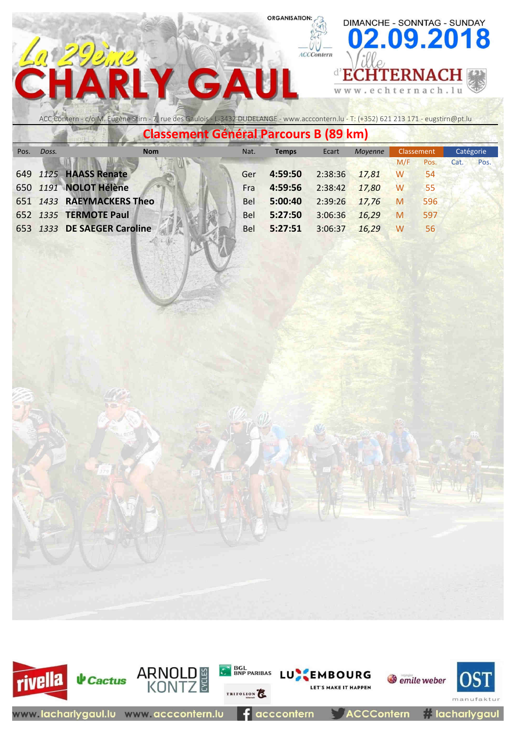# La 29ème CHARLY GAUL

ORGANISATION: ACCContern

DIMANCHE - SONNTAG - SUNDAY **02.09.2018**

Ville d'ECHTERNACH www.echternach.lu

ACC Contern - c/o M. Eugène Stirn - 7, rue des Gaulois - L-3432 DUDELANGE - www.acccontern.lu - T: (+352) 621 213 171 - eugstirn@pt.lu

## Classement Général Parcours B (89 km)

| Pos. | Doss. | Nom | Nat. | Temps | Ecart | Moyenne | Classement | | Catégorie | |
|---|---|---|---|---|---|---|---|---|---|---|
| | | | | | | | M/F | Pos. | Cat. | Pos. |
| 649 | *1125* | **HAASS Renate** | Ger | **4:59:50** | 2:38:36 | *17,81* | W | 54 | | |
| 650 | *1191* | **NOLOT Hélène** | Fra | **4:59:56** | 2:38:42 | *17,80* | W | 55 | | |
| 651 | *1433* | **RAEYMACKERS Theo** | Bel | **5:00:40** | 2:39:26 | *17,76* | M | 596 | | |
| 652 | *1335* | **TERMOTE Paul** | Bel | **5:27:50** | 3:06:36 | *16,29* | M | 597 | | |
| 653 | *1333* | **DE SAEGER Caroline** | Bel | **5:27:51** | 3:06:37 | *16,29* | W | 56 | | |

www.lacharlygaul.lu www.acccontern.lu acccontern ACCContern #lacharlygaul